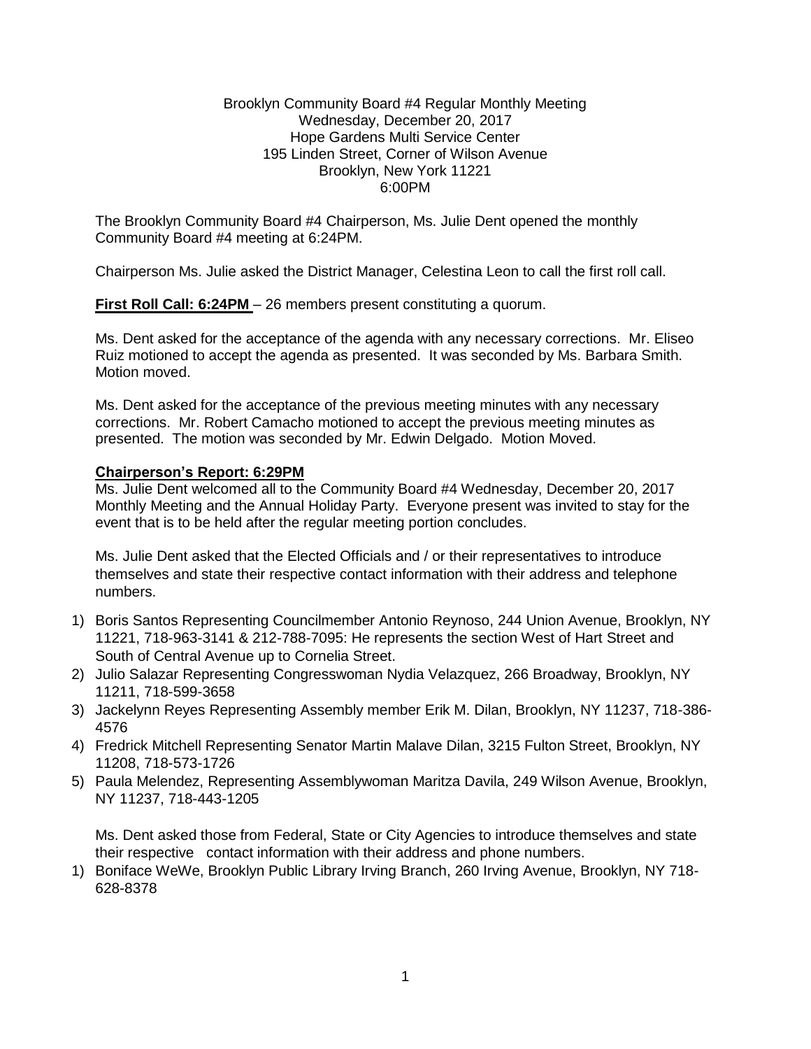Brooklyn Community Board #4 Regular Monthly Meeting
Wednesday, December 20, 2017
Hope Gardens Multi Service Center
195 Linden Street, Corner of Wilson Avenue
Brooklyn, New York 11221
6:00PM

The Brooklyn Community Board #4 Chairperson, Ms. Julie Dent opened the monthly Community Board #4 meeting at 6:24PM.

Chairperson Ms. Julie asked the District Manager, Celestina Leon to call the first roll call.

**First Roll Call: 6:24PM** – 26 members present constituting a quorum.

Ms. Dent asked for the acceptance of the agenda with any necessary corrections. Mr. Eliseo Ruiz motioned to accept the agenda as presented. It was seconded by Ms. Barbara Smith. Motion moved.

Ms. Dent asked for the acceptance of the previous meeting minutes with any necessary corrections. Mr. Robert Camacho motioned to accept the previous meeting minutes as presented. The motion was seconded by Mr. Edwin Delgado. Motion Moved.

**Chairperson's Report: 6:29PM**

Ms. Julie Dent welcomed all to the Community Board #4 Wednesday, December 20, 2017 Monthly Meeting and the Annual Holiday Party. Everyone present was invited to stay for the event that is to be held after the regular meeting portion concludes.

Ms. Julie Dent asked that the Elected Officials and / or their representatives to introduce themselves and state their respective contact information with their address and telephone numbers.

1) Boris Santos Representing Councilmember Antonio Reynoso, 244 Union Avenue, Brooklyn, NY 11221, 718-963-3141 & 212-788-7095: He represents the section West of Hart Street and South of Central Avenue up to Cornelia Street.
2) Julio Salazar Representing Congresswoman Nydia Velazquez, 266 Broadway, Brooklyn, NY 11211, 718-599-3658
3) Jackelynn Reyes Representing Assembly member Erik M. Dilan, Brooklyn, NY 11237, 718-386-4576
4) Fredrick Mitchell Representing Senator Martin Malave Dilan, 3215 Fulton Street, Brooklyn, NY 11208, 718-573-1726
5) Paula Melendez, Representing Assemblywoman Maritza Davila, 249 Wilson Avenue, Brooklyn, NY 11237, 718-443-1205

Ms. Dent asked those from Federal, State or City Agencies to introduce themselves and state their respective contact information with their address and phone numbers.

1) Boniface WeWe, Brooklyn Public Library Irving Branch, 260 Irving Avenue, Brooklyn, NY 718-628-8378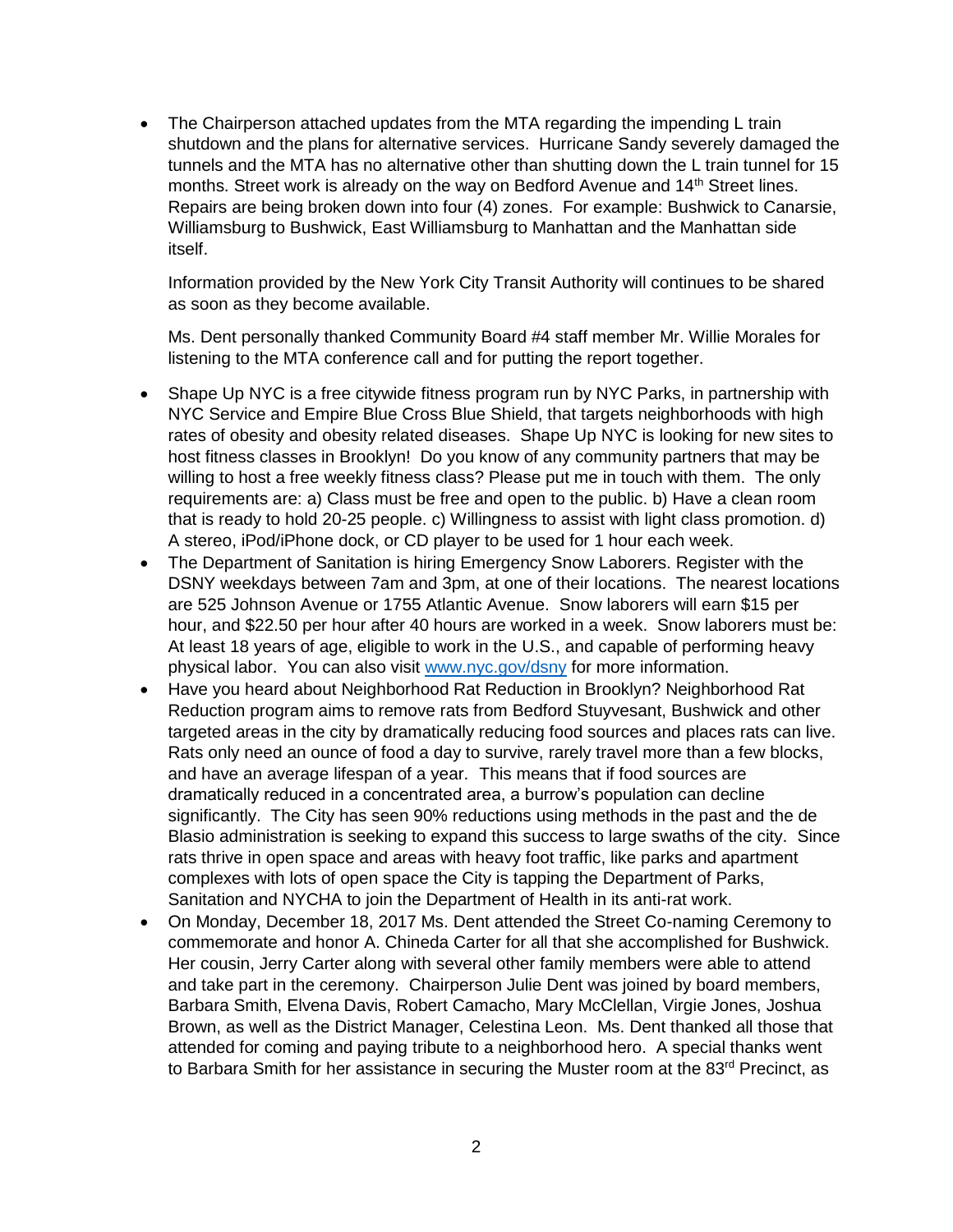- The Chairperson attached updates from the MTA regarding the impending L train shutdown and the plans for alternative services. Hurricane Sandy severely damaged the tunnels and the MTA has no alternative other than shutting down the L train tunnel for 15 months. Street work is already on the way on Bedford Avenue and 14th Street lines. Repairs are being broken down into four (4) zones. For example: Bushwick to Canarsie, Williamsburg to Bushwick, East Williamsburg to Manhattan and the Manhattan side itself.

  Information provided by the New York City Transit Authority will continues to be shared as soon as they become available.

  Ms. Dent personally thanked Community Board #4 staff member Mr. Willie Morales for listening to the MTA conference call and for putting the report together.

- Shape Up NYC is a free citywide fitness program run by NYC Parks, in partnership with NYC Service and Empire Blue Cross Blue Shield, that targets neighborhoods with high rates of obesity and obesity related diseases. Shape Up NYC is looking for new sites to host fitness classes in Brooklyn! Do you know of any community partners that may be willing to host a free weekly fitness class? Please put me in touch with them. The only requirements are: a) Class must be free and open to the public. b) Have a clean room that is ready to hold 20-25 people. c) Willingness to assist with light class promotion. d) A stereo, iPod/iPhone dock, or CD player to be used for 1 hour each week.
- The Department of Sanitation is hiring Emergency Snow Laborers. Register with the DSNY weekdays between 7am and 3pm, at one of their locations. The nearest locations are 525 Johnson Avenue or 1755 Atlantic Avenue. Snow laborers will earn $15 per hour, and $22.50 per hour after 40 hours are worked in a week. Snow laborers must be: At least 18 years of age, eligible to work in the U.S., and capable of performing heavy physical labor. You can also visit [www.nyc.gov/dsny](www.nyc.gov/dsny) for more information.
- Have you heard about Neighborhood Rat Reduction in Brooklyn? Neighborhood Rat Reduction program aims to remove rats from Bedford Stuyvesant, Bushwick and other targeted areas in the city by dramatically reducing food sources and places rats can live. Rats only need an ounce of food a day to survive, rarely travel more than a few blocks, and have an average lifespan of a year. This means that if food sources are dramatically reduced in a concentrated area, a burrow's population can decline significantly. The City has seen 90% reductions using methods in the past and the de Blasio administration is seeking to expand this success to large swaths of the city. Since rats thrive in open space and areas with heavy foot traffic, like parks and apartment complexes with lots of open space the City is tapping the Department of Parks, Sanitation and NYCHA to join the Department of Health in its anti-rat work.
- On Monday, December 18, 2017 Ms. Dent attended the Street Co-naming Ceremony to commemorate and honor A. Chineda Carter for all that she accomplished for Bushwick. Her cousin, Jerry Carter along with several other family members were able to attend and take part in the ceremony. Chairperson Julie Dent was joined by board members, Barbara Smith, Elvena Davis, Robert Camacho, Mary McClellan, Virgie Jones, Joshua Brown, as well as the District Manager, Celestina Leon. Ms. Dent thanked all those that attended for coming and paying tribute to a neighborhood hero. A special thanks went to Barbara Smith for her assistance in securing the Muster room at the 83rd Precinct, as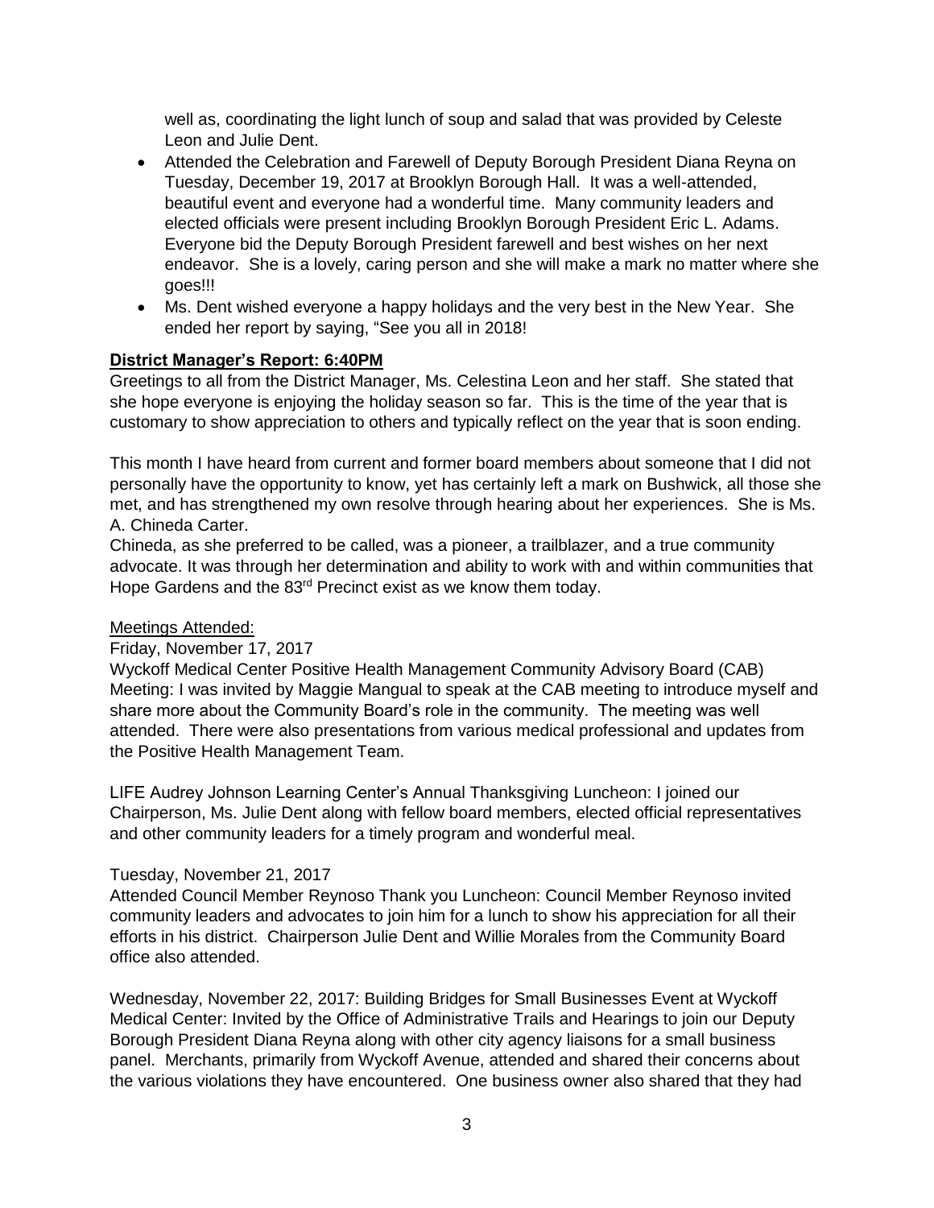well as, coordinating the light lunch of soup and salad that was provided by Celeste Leon and Julie Dent.

- Attended the Celebration and Farewell of Deputy Borough President Diana Reyna on Tuesday, December 19, 2017 at Brooklyn Borough Hall. It was a well-attended, beautiful event and everyone had a wonderful time. Many community leaders and elected officials were present including Brooklyn Borough President Eric L. Adams. Everyone bid the Deputy Borough President farewell and best wishes on her next endeavor. She is a lovely, caring person and she will make a mark no matter where she goes!!!
- Ms. Dent wished everyone a happy holidays and the very best in the New Year. She ended her report by saying, "See you all in 2018!

**District Manager's Report: 6:40PM**

Greetings to all from the District Manager, Ms. Celestina Leon and her staff. She stated that she hope everyone is enjoying the holiday season so far. This is the time of the year that is customary to show appreciation to others and typically reflect on the year that is soon ending.

This month I have heard from current and former board members about someone that I did not personally have the opportunity to know, yet has certainly left a mark on Bushwick, all those she met, and has strengthened my own resolve through hearing about her experiences. She is Ms. A. Chineda Carter.

Chineda, as she preferred to be called, was a pioneer, a trailblazer, and a true community advocate. It was through her determination and ability to work with and within communities that Hope Gardens and the 83rd Precinct exist as we know them today.

Meetings Attended:

Friday, November 17, 2017

Wyckoff Medical Center Positive Health Management Community Advisory Board (CAB) Meeting: I was invited by Maggie Mangual to speak at the CAB meeting to introduce myself and share more about the Community Board's role in the community. The meeting was well attended. There were also presentations from various medical professional and updates from the Positive Health Management Team.

LIFE Audrey Johnson Learning Center's Annual Thanksgiving Luncheon: I joined our Chairperson, Ms. Julie Dent along with fellow board members, elected official representatives and other community leaders for a timely program and wonderful meal.

Tuesday, November 21, 2017

Attended Council Member Reynoso Thank you Luncheon: Council Member Reynoso invited community leaders and advocates to join him for a lunch to show his appreciation for all their efforts in his district. Chairperson Julie Dent and Willie Morales from the Community Board office also attended.

Wednesday, November 22, 2017: Building Bridges for Small Businesses Event at Wyckoff Medical Center: Invited by the Office of Administrative Trails and Hearings to join our Deputy Borough President Diana Reyna along with other city agency liaisons for a small business panel. Merchants, primarily from Wyckoff Avenue, attended and shared their concerns about the various violations they have encountered. One business owner also shared that they had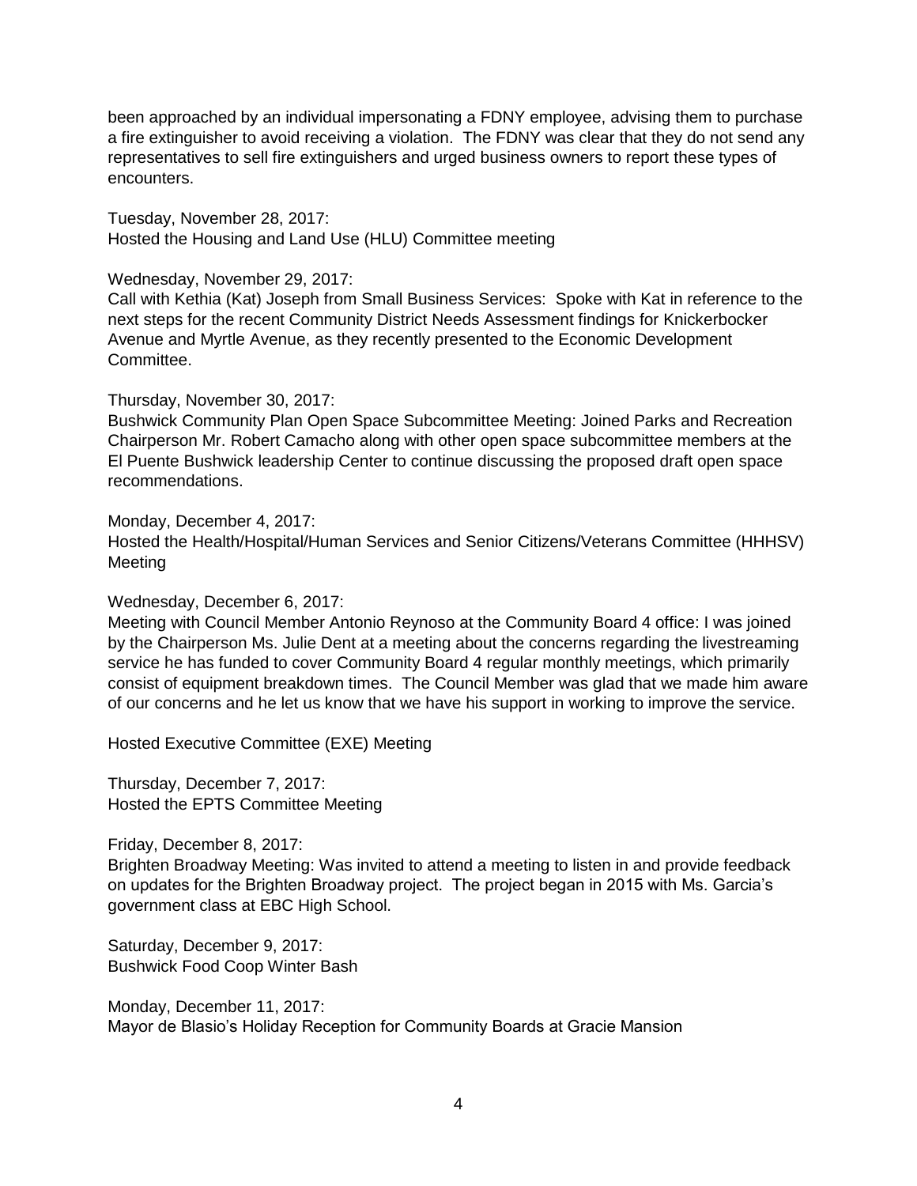been approached by an individual impersonating a FDNY employee, advising them to purchase a fire extinguisher to avoid receiving a violation. The FDNY was clear that they do not send any representatives to sell fire extinguishers and urged business owners to report these types of encounters.

Tuesday, November 28, 2017:
Hosted the Housing and Land Use (HLU) Committee meeting

Wednesday, November 29, 2017:
Call with Kethia (Kat) Joseph from Small Business Services: Spoke with Kat in reference to the next steps for the recent Community District Needs Assessment findings for Knickerbocker Avenue and Myrtle Avenue, as they recently presented to the Economic Development Committee.

Thursday, November 30, 2017:
Bushwick Community Plan Open Space Subcommittee Meeting: Joined Parks and Recreation Chairperson Mr. Robert Camacho along with other open space subcommittee members at the El Puente Bushwick leadership Center to continue discussing the proposed draft open space recommendations.

Monday, December 4, 2017:
Hosted the Health/Hospital/Human Services and Senior Citizens/Veterans Committee (HHHSV) Meeting

Wednesday, December 6, 2017:
Meeting with Council Member Antonio Reynoso at the Community Board 4 office: I was joined by the Chairperson Ms. Julie Dent at a meeting about the concerns regarding the livestreaming service he has funded to cover Community Board 4 regular monthly meetings, which primarily consist of equipment breakdown times. The Council Member was glad that we made him aware of our concerns and he let us know that we have his support in working to improve the service.

Hosted Executive Committee (EXE) Meeting

Thursday, December 7, 2017:
Hosted the EPTS Committee Meeting

Friday, December 8, 2017:
Brighten Broadway Meeting: Was invited to attend a meeting to listen in and provide feedback on updates for the Brighten Broadway project. The project began in 2015 with Ms. Garcia's government class at EBC High School.

Saturday, December 9, 2017:
Bushwick Food Coop Winter Bash

Monday, December 11, 2017:
Mayor de Blasio's Holiday Reception for Community Boards at Gracie Mansion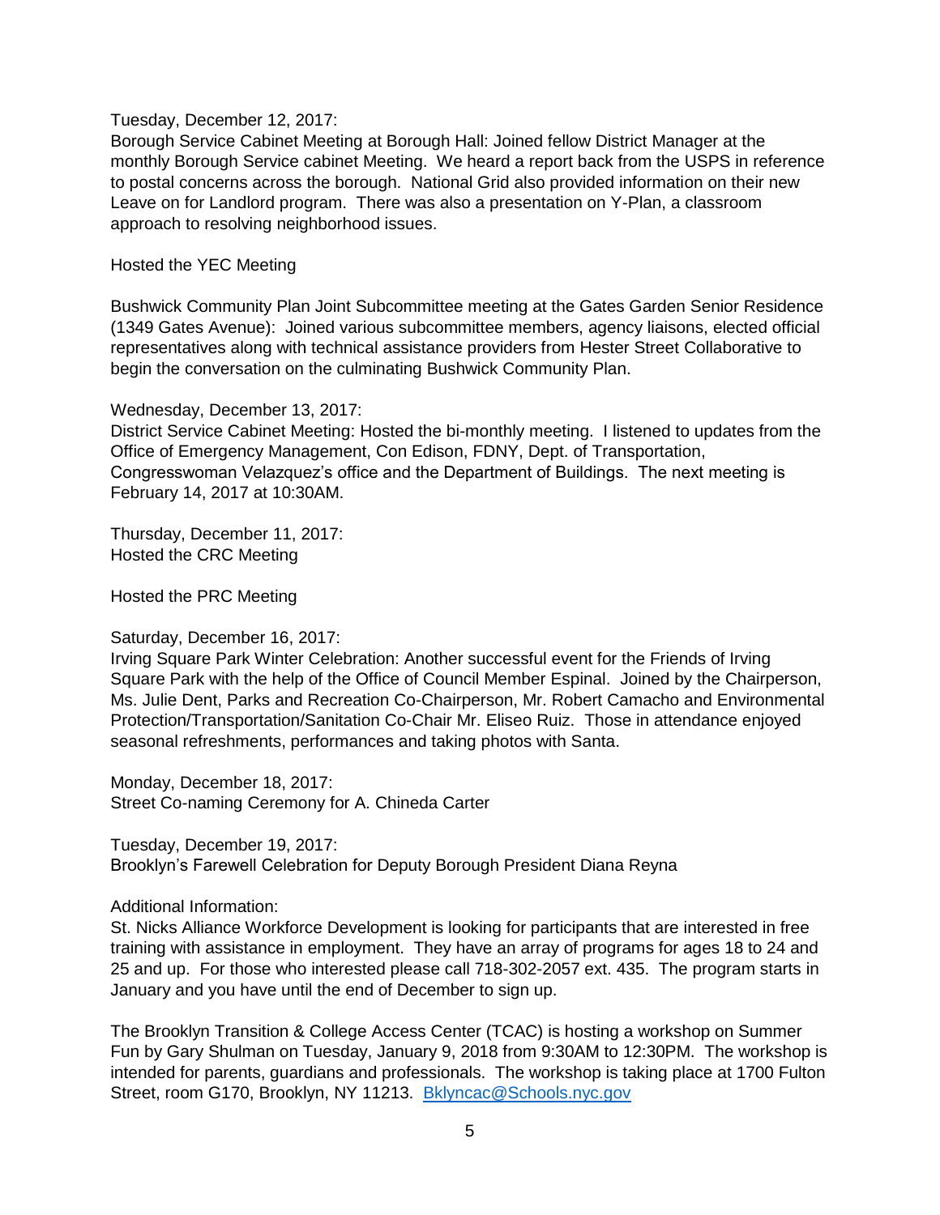Tuesday, December 12, 2017:
Borough Service Cabinet Meeting at Borough Hall: Joined fellow District Manager at the monthly Borough Service cabinet Meeting. We heard a report back from the USPS in reference to postal concerns across the borough. National Grid also provided information on their new Leave on for Landlord program. There was also a presentation on Y-Plan, a classroom approach to resolving neighborhood issues.

Hosted the YEC Meeting

Bushwick Community Plan Joint Subcommittee meeting at the Gates Garden Senior Residence (1349 Gates Avenue): Joined various subcommittee members, agency liaisons, elected official representatives along with technical assistance providers from Hester Street Collaborative to begin the conversation on the culminating Bushwick Community Plan.

Wednesday, December 13, 2017:
District Service Cabinet Meeting: Hosted the bi-monthly meeting. I listened to updates from the Office of Emergency Management, Con Edison, FDNY, Dept. of Transportation, Congresswoman Velazquez's office and the Department of Buildings. The next meeting is February 14, 2017 at 10:30AM.

Thursday, December 11, 2017:
Hosted the CRC Meeting

Hosted the PRC Meeting

Saturday, December 16, 2017:
Irving Square Park Winter Celebration: Another successful event for the Friends of Irving Square Park with the help of the Office of Council Member Espinal. Joined by the Chairperson, Ms. Julie Dent, Parks and Recreation Co-Chairperson, Mr. Robert Camacho and Environmental Protection/Transportation/Sanitation Co-Chair Mr. Eliseo Ruiz. Those in attendance enjoyed seasonal refreshments, performances and taking photos with Santa.

Monday, December 18, 2017:
Street Co-naming Ceremony for A. Chineda Carter

Tuesday, December 19, 2017:
Brooklyn's Farewell Celebration for Deputy Borough President Diana Reyna

Additional Information:
St. Nicks Alliance Workforce Development is looking for participants that are interested in free training with assistance in employment. They have an array of programs for ages 18 to 24 and 25 and up. For those who interested please call 718-302-2057 ext. 435. The program starts in January and you have until the end of December to sign up.

The Brooklyn Transition & College Access Center (TCAC) is hosting a workshop on Summer Fun by Gary Shulman on Tuesday, January 9, 2018 from 9:30AM to 12:30PM. The workshop is intended for parents, guardians and professionals. The workshop is taking place at 1700 Fulton Street, room G170, Brooklyn, NY 11213. [Bklyncac@Schools.nyc.gov](mailto:Bklyncac@Schools.nyc.gov)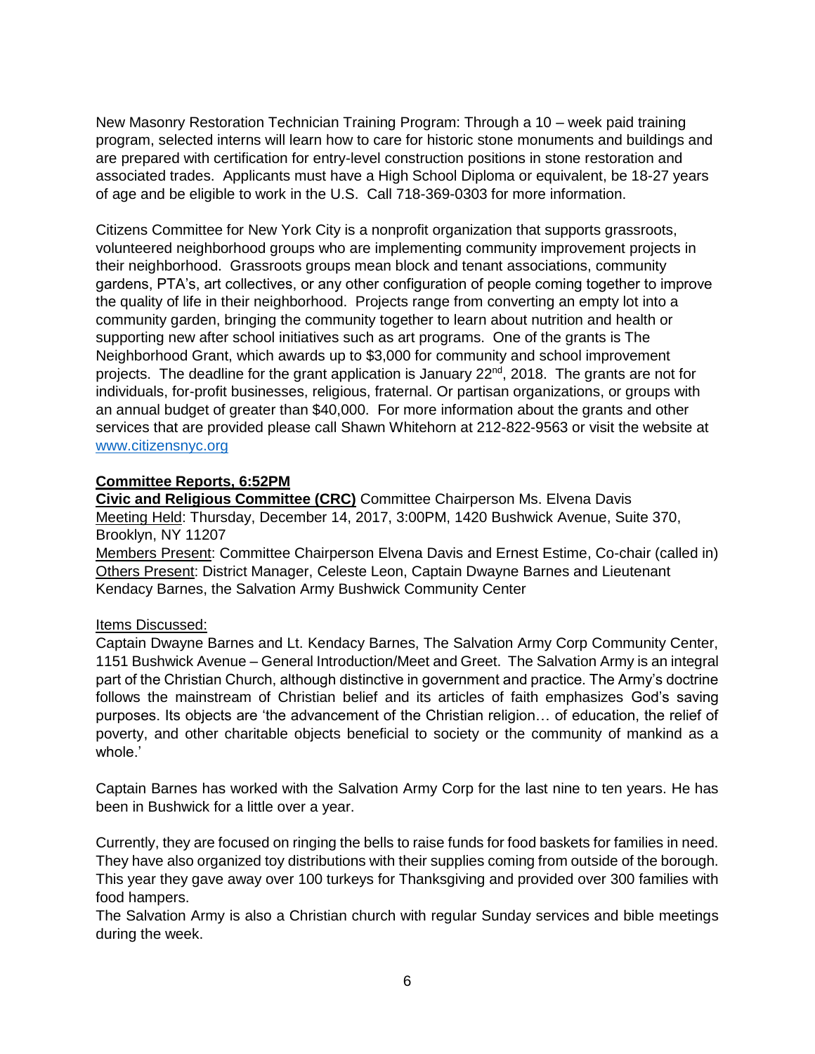New Masonry Restoration Technician Training Program: Through a 10 – week paid training program, selected interns will learn how to care for historic stone monuments and buildings and are prepared with certification for entry-level construction positions in stone restoration and associated trades. Applicants must have a High School Diploma or equivalent, be 18-27 years of age and be eligible to work in the U.S. Call 718-369-0303 for more information.

Citizens Committee for New York City is a nonprofit organization that supports grassroots, volunteered neighborhood groups who are implementing community improvement projects in their neighborhood. Grassroots groups mean block and tenant associations, community gardens, PTA's, art collectives, or any other configuration of people coming together to improve the quality of life in their neighborhood. Projects range from converting an empty lot into a community garden, bringing the community together to learn about nutrition and health or supporting new after school initiatives such as art programs. One of the grants is The Neighborhood Grant, which awards up to $3,000 for community and school improvement projects. The deadline for the grant application is January 22nd, 2018. The grants are not for individuals, for-profit businesses, religious, fraternal. Or partisan organizations, or groups with an annual budget of greater than $40,000. For more information about the grants and other services that are provided please call Shawn Whitehorn at 212-822-9563 or visit the website at [www.citizensnyc.org](http://www.citizensnyc.org)

**Committee Reports, 6:52PM**

**Civic and Religious Committee (CRC)** Committee Chairperson Ms. Elvena Davis
Meeting Held: Thursday, December 14, 2017, 3:00PM, 1420 Bushwick Avenue, Suite 370, Brooklyn, NY 11207
Members Present: Committee Chairperson Elvena Davis and Ernest Estime, Co-chair (called in)
Others Present: District Manager, Celeste Leon, Captain Dwayne Barnes and Lieutenant Kendacy Barnes, the Salvation Army Bushwick Community Center

Items Discussed:
Captain Dwayne Barnes and Lt. Kendacy Barnes, The Salvation Army Corp Community Center, 1151 Bushwick Avenue – General Introduction/Meet and Greet. The Salvation Army is an integral part of the Christian Church, although distinctive in government and practice. The Army's doctrine follows the mainstream of Christian belief and its articles of faith emphasizes God's saving purposes. Its objects are 'the advancement of the Christian religion… of education, the relief of poverty, and other charitable objects beneficial to society or the community of mankind as a whole.'

Captain Barnes has worked with the Salvation Army Corp for the last nine to ten years. He has been in Bushwick for a little over a year.

Currently, they are focused on ringing the bells to raise funds for food baskets for families in need. They have also organized toy distributions with their supplies coming from outside of the borough. This year they gave away over 100 turkeys for Thanksgiving and provided over 300 families with food hampers.
The Salvation Army is also a Christian church with regular Sunday services and bible meetings during the week.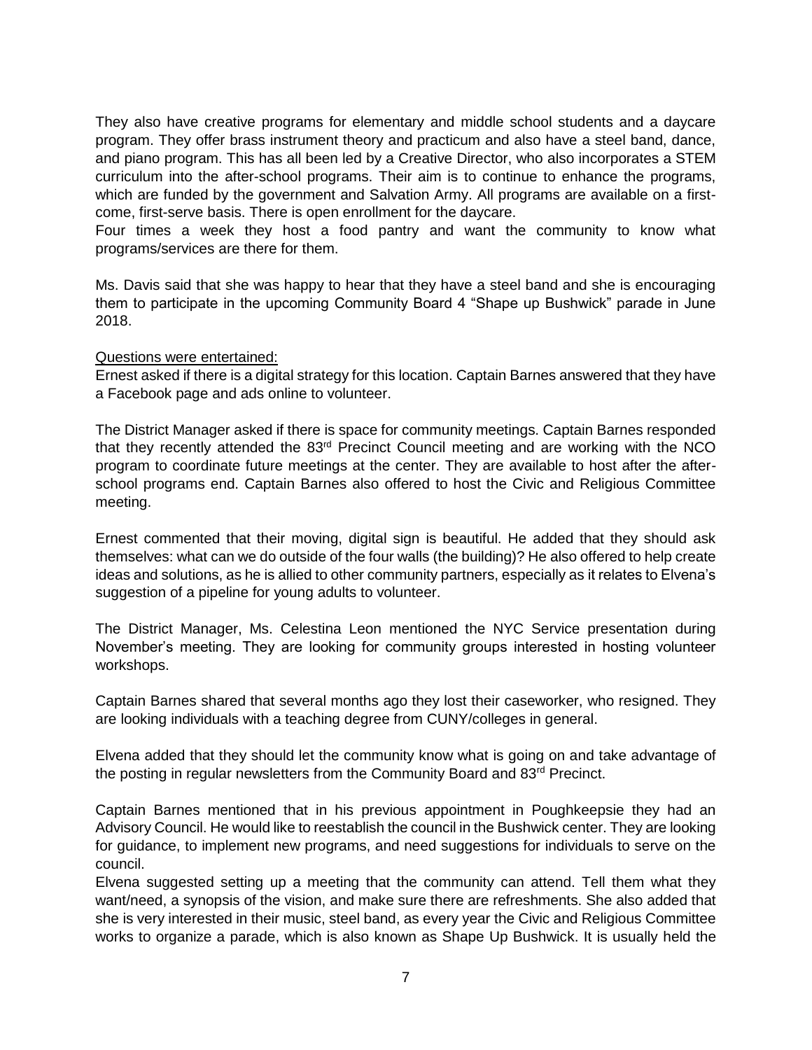They also have creative programs for elementary and middle school students and a daycare program. They offer brass instrument theory and practicum and also have a steel band, dance, and piano program. This has all been led by a Creative Director, who also incorporates a STEM curriculum into the after-school programs. Their aim is to continue to enhance the programs, which are funded by the government and Salvation Army. All programs are available on a first-come, first-serve basis. There is open enrollment for the daycare.

Four times a week they host a food pantry and want the community to know what programs/services are there for them.

Ms. Davis said that she was happy to hear that they have a steel band and she is encouraging them to participate in the upcoming Community Board 4 "Shape up Bushwick" parade in June 2018.

Questions were entertained:

Ernest asked if there is a digital strategy for this location. Captain Barnes answered that they have a Facebook page and ads online to volunteer.

The District Manager asked if there is space for community meetings. Captain Barnes responded that they recently attended the 83rd Precinct Council meeting and are working with the NCO program to coordinate future meetings at the center. They are available to host after the after-school programs end. Captain Barnes also offered to host the Civic and Religious Committee meeting.

Ernest commented that their moving, digital sign is beautiful. He added that they should ask themselves: what can we do outside of the four walls (the building)? He also offered to help create ideas and solutions, as he is allied to other community partners, especially as it relates to Elvena's suggestion of a pipeline for young adults to volunteer.

The District Manager, Ms. Celestina Leon mentioned the NYC Service presentation during November's meeting. They are looking for community groups interested in hosting volunteer workshops.

Captain Barnes shared that several months ago they lost their caseworker, who resigned. They are looking individuals with a teaching degree from CUNY/colleges in general.

Elvena added that they should let the community know what is going on and take advantage of the posting in regular newsletters from the Community Board and 83rd Precinct.

Captain Barnes mentioned that in his previous appointment in Poughkeepsie they had an Advisory Council. He would like to reestablish the council in the Bushwick center. They are looking for guidance, to implement new programs, and need suggestions for individuals to serve on the council.

Elvena suggested setting up a meeting that the community can attend. Tell them what they want/need, a synopsis of the vision, and make sure there are refreshments. She also added that she is very interested in their music, steel band, as every year the Civic and Religious Committee works to organize a parade, which is also known as Shape Up Bushwick. It is usually held the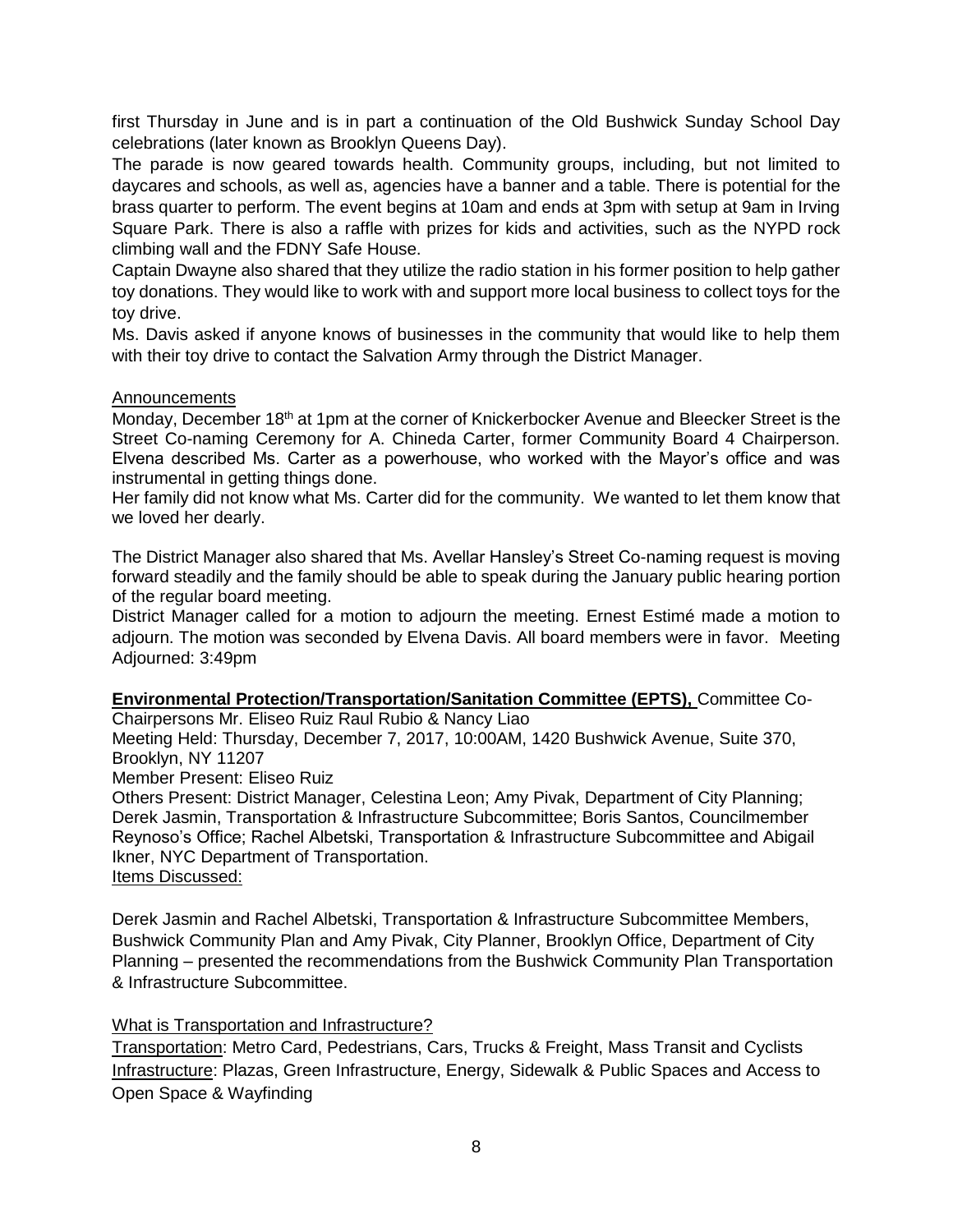first Thursday in June and is in part a continuation of the Old Bushwick Sunday School Day celebrations (later known as Brooklyn Queens Day).

The parade is now geared towards health. Community groups, including, but not limited to daycares and schools, as well as, agencies have a banner and a table. There is potential for the brass quarter to perform. The event begins at 10am and ends at 3pm with setup at 9am in Irving Square Park. There is also a raffle with prizes for kids and activities, such as the NYPD rock climbing wall and the FDNY Safe House.

Captain Dwayne also shared that they utilize the radio station in his former position to help gather toy donations. They would like to work with and support more local business to collect toys for the toy drive.

Ms. Davis asked if anyone knows of businesses in the community that would like to help them with their toy drive to contact the Salvation Army through the District Manager.

Announcements

Monday, December 18th at 1pm at the corner of Knickerbocker Avenue and Bleecker Street is the Street Co-naming Ceremony for A. Chineda Carter, former Community Board 4 Chairperson. Elvena described Ms. Carter as a powerhouse, who worked with the Mayor's office and was instrumental in getting things done.

Her family did not know what Ms. Carter did for the community. We wanted to let them know that we loved her dearly.

The District Manager also shared that Ms. Avellar Hansley's Street Co-naming request is moving forward steadily and the family should be able to speak during the January public hearing portion of the regular board meeting.

District Manager called for a motion to adjourn the meeting. Ernest Estimé made a motion to adjourn. The motion was seconded by Elvena Davis. All board members were in favor. Meeting Adjourned: 3:49pm

**Environmental Protection/Transportation/Sanitation Committee (EPTS),** Committee Co-Chairpersons Mr. Eliseo Ruiz Raul Rubio & Nancy Liao

Meeting Held: Thursday, December 7, 2017, 10:00AM, 1420 Bushwick Avenue, Suite 370, Brooklyn, NY 11207

Member Present: Eliseo Ruiz

Others Present: District Manager, Celestina Leon; Amy Pivak, Department of City Planning; Derek Jasmin, Transportation & Infrastructure Subcommittee; Boris Santos, Councilmember Reynoso's Office; Rachel Albetski, Transportation & Infrastructure Subcommittee and Abigail Ikner, NYC Department of Transportation.

Items Discussed:

Derek Jasmin and Rachel Albetski, Transportation & Infrastructure Subcommittee Members, Bushwick Community Plan and Amy Pivak, City Planner, Brooklyn Office, Department of City Planning – presented the recommendations from the Bushwick Community Plan Transportation & Infrastructure Subcommittee.

What is Transportation and Infrastructure?

Transportation: Metro Card, Pedestrians, Cars, Trucks & Freight, Mass Transit and Cyclists

Infrastructure: Plazas, Green Infrastructure, Energy, Sidewalk & Public Spaces and Access to Open Space & Wayfinding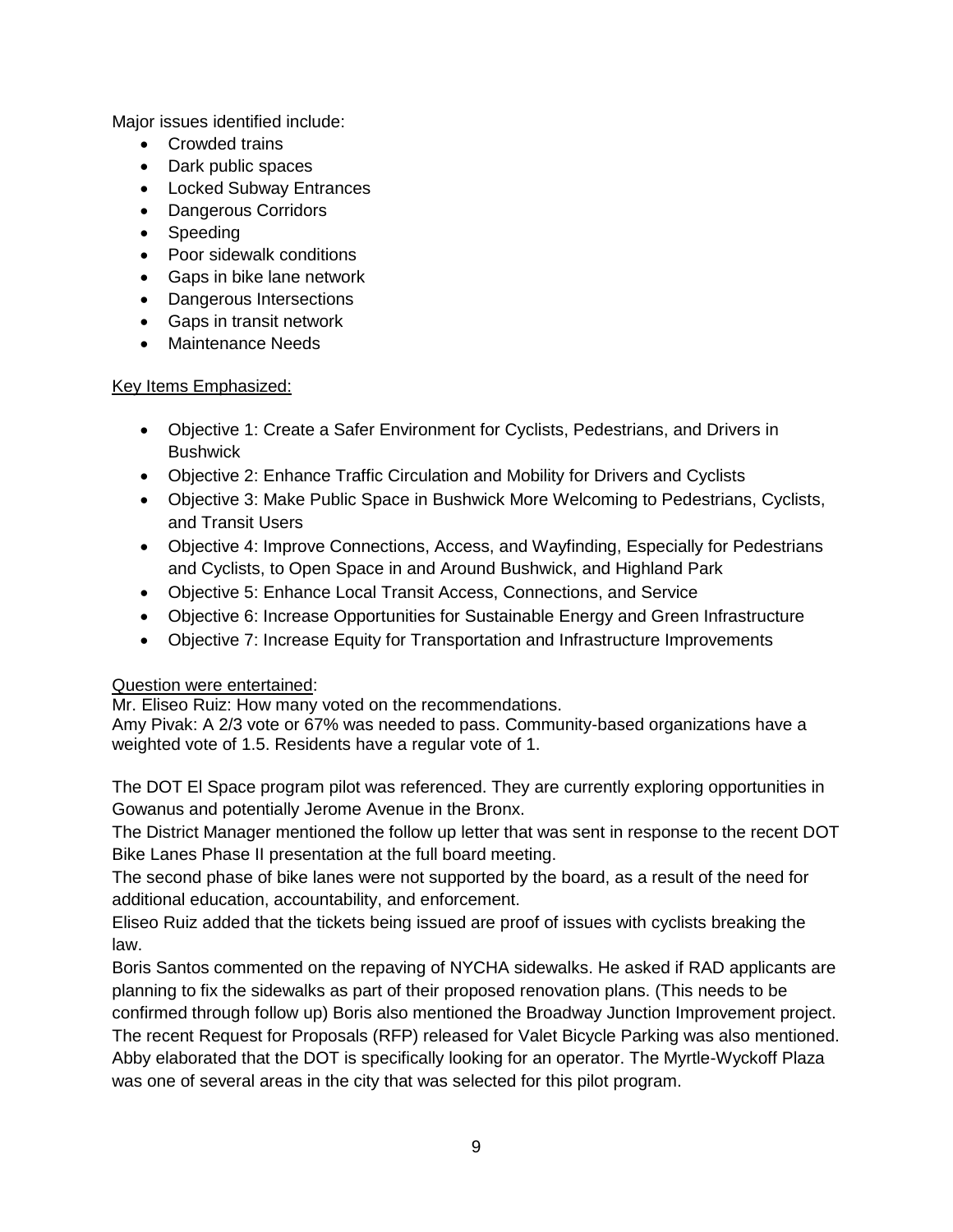Major issues identified include:

- Crowded trains
- Dark public spaces
- Locked Subway Entrances
- Dangerous Corridors
- Speeding
- Poor sidewalk conditions
- Gaps in bike lane network
- Dangerous Intersections
- Gaps in transit network
- Maintenance Needs

Key Items Emphasized:

- Objective 1: Create a Safer Environment for Cyclists, Pedestrians, and Drivers in Bushwick
- Objective 2: Enhance Traffic Circulation and Mobility for Drivers and Cyclists
- Objective 3: Make Public Space in Bushwick More Welcoming to Pedestrians, Cyclists, and Transit Users
- Objective 4: Improve Connections, Access, and Wayfinding, Especially for Pedestrians and Cyclists, to Open Space in and Around Bushwick, and Highland Park
- Objective 5: Enhance Local Transit Access, Connections, and Service
- Objective 6: Increase Opportunities for Sustainable Energy and Green Infrastructure
- Objective 7: Increase Equity for Transportation and Infrastructure Improvements

Question were entertained:

Mr. Eliseo Ruiz: How many voted on the recommendations.
Amy Pivak: A 2/3 vote or 67% was needed to pass. Community-based organizations have a weighted vote of 1.5. Residents have a regular vote of 1.

The DOT El Space program pilot was referenced. They are currently exploring opportunities in Gowanus and potentially Jerome Avenue in the Bronx.
The District Manager mentioned the follow up letter that was sent in response to the recent DOT Bike Lanes Phase II presentation at the full board meeting.
The second phase of bike lanes were not supported by the board, as a result of the need for additional education, accountability, and enforcement.
Eliseo Ruiz added that the tickets being issued are proof of issues with cyclists breaking the law.
Boris Santos commented on the repaving of NYCHA sidewalks. He asked if RAD applicants are planning to fix the sidewalks as part of their proposed renovation plans. (This needs to be confirmed through follow up) Boris also mentioned the Broadway Junction Improvement project.
The recent Request for Proposals (RFP) released for Valet Bicycle Parking was also mentioned.
Abby elaborated that the DOT is specifically looking for an operator. The Myrtle-Wyckoff Plaza was one of several areas in the city that was selected for this pilot program.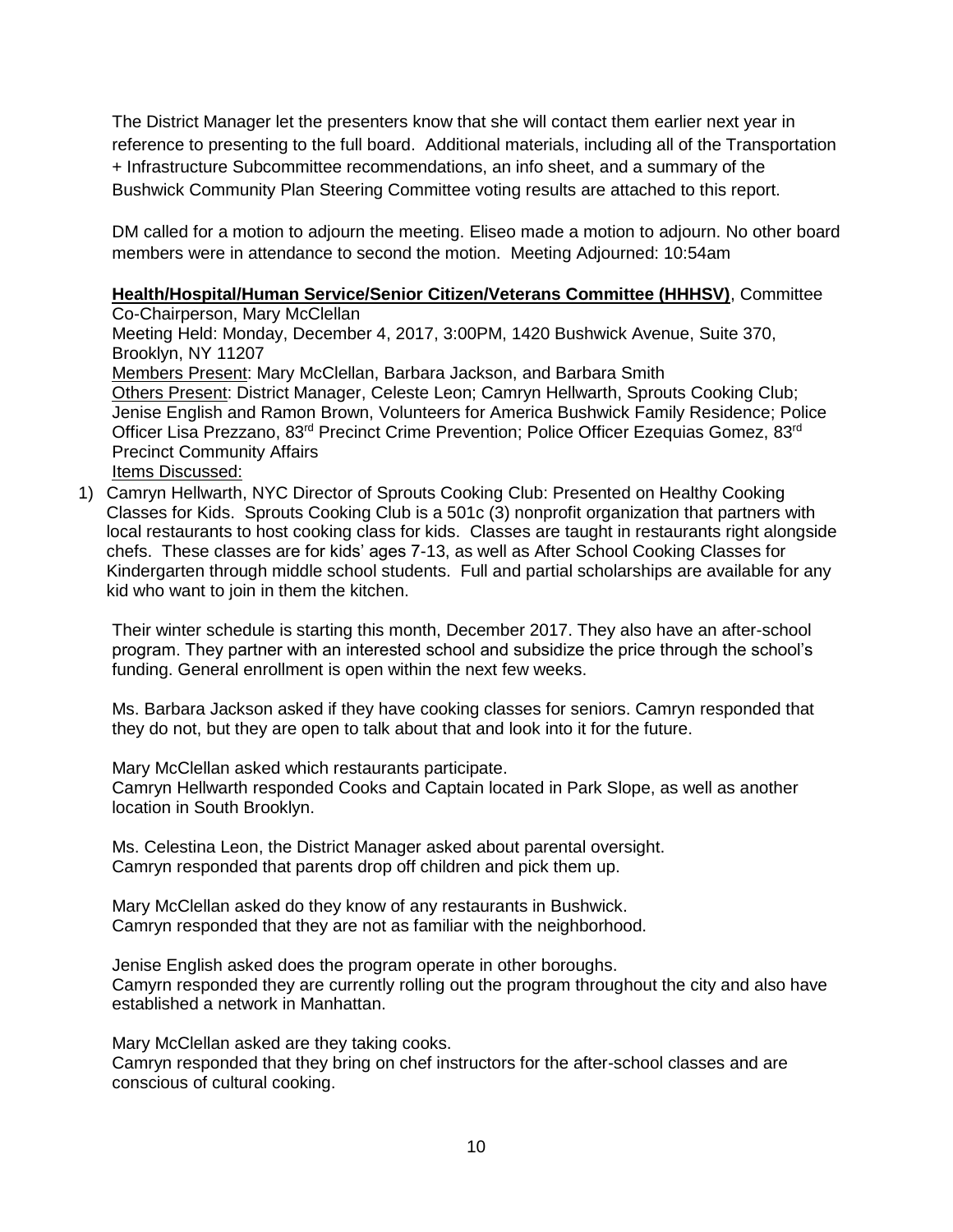The District Manager let the presenters know that she will contact them earlier next year in reference to presenting to the full board. Additional materials, including all of the Transportation + Infrastructure Subcommittee recommendations, an info sheet, and a summary of the Bushwick Community Plan Steering Committee voting results are attached to this report.

DM called for a motion to adjourn the meeting. Eliseo made a motion to adjourn. No other board members were in attendance to second the motion. Meeting Adjourned: 10:54am

**Health/Hospital/Human Service/Senior Citizen/Veterans Committee (HHHSV)**, Committee Co-Chairperson, Mary McClellan
Meeting Held: Monday, December 4, 2017, 3:00PM, 1420 Bushwick Avenue, Suite 370, Brooklyn, NY 11207
Members Present: Mary McClellan, Barbara Jackson, and Barbara Smith
Others Present: District Manager, Celeste Leon; Camryn Hellwarth, Sprouts Cooking Club; Jenise English and Ramon Brown, Volunteers for America Bushwick Family Residence; Police Officer Lisa Prezzano, 83rd Precinct Crime Prevention; Police Officer Ezequias Gomez, 83rd Precinct Community Affairs
Items Discussed:

1) Camryn Hellwarth, NYC Director of Sprouts Cooking Club: Presented on Healthy Cooking Classes for Kids. Sprouts Cooking Club is a 501c (3) nonprofit organization that partners with local restaurants to host cooking class for kids. Classes are taught in restaurants right alongside chefs. These classes are for kids' ages 7-13, as well as After School Cooking Classes for Kindergarten through middle school students. Full and partial scholarships are available for any kid who want to join in them the kitchen.

   Their winter schedule is starting this month, December 2017. They also have an after-school program. They partner with an interested school and subsidize the price through the school's funding. General enrollment is open within the next few weeks.

   Ms. Barbara Jackson asked if they have cooking classes for seniors. Camryn responded that they do not, but they are open to talk about that and look into it for the future.

   Mary McClellan asked which restaurants participate.
   Camryn Hellwarth responded Cooks and Captain located in Park Slope, as well as another location in South Brooklyn.

   Ms. Celestina Leon, the District Manager asked about parental oversight.
   Camryn responded that parents drop off children and pick them up.

   Mary McClellan asked do they know of any restaurants in Bushwick.
   Camryn responded that they are not as familiar with the neighborhood.

   Jenise English asked does the program operate in other boroughs.
   Camyrn responded they are currently rolling out the program throughout the city and also have established a network in Manhattan.

   Mary McClellan asked are they taking cooks.
   Camryn responded that they bring on chef instructors for the after-school classes and are conscious of cultural cooking.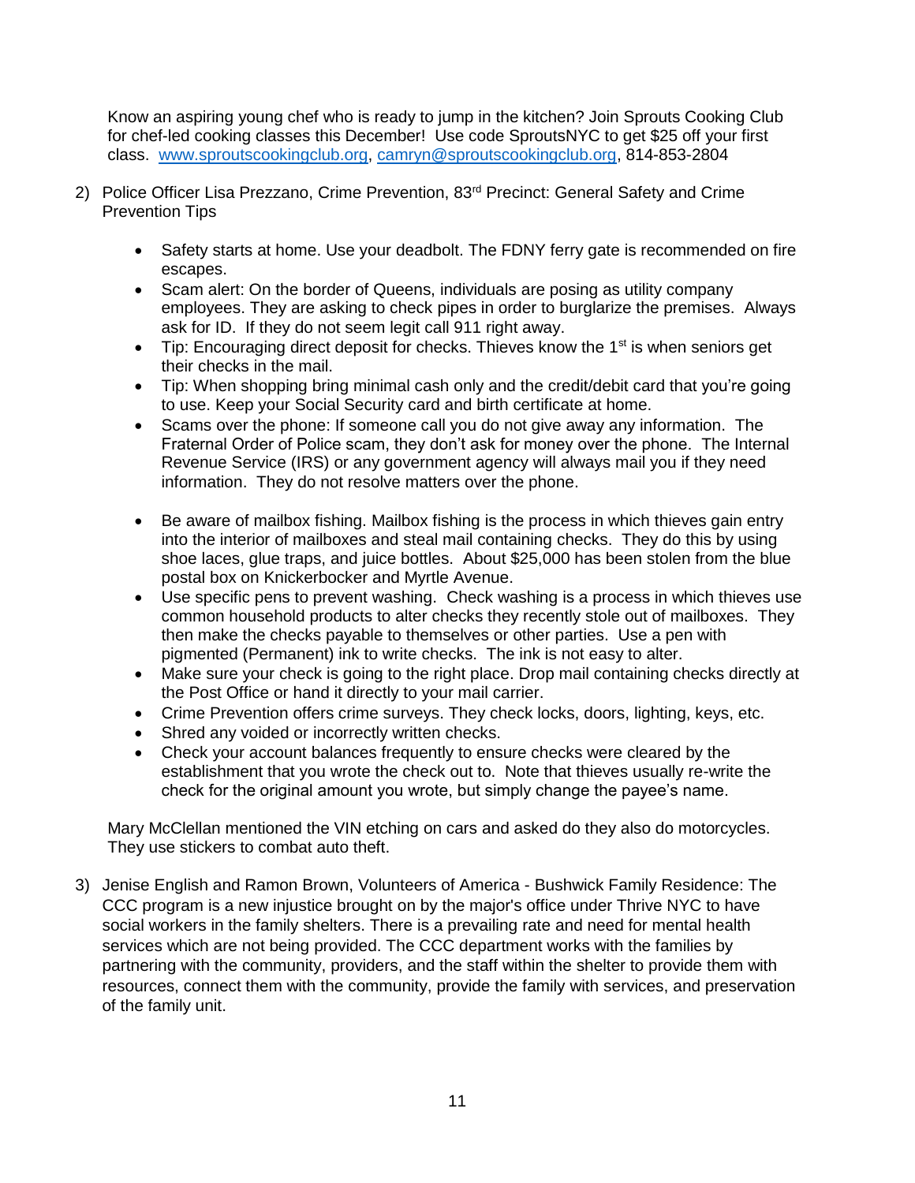Know an aspiring young chef who is ready to jump in the kitchen? Join Sprouts Cooking Club for chef-led cooking classes this December! Use code SproutsNYC to get $25 off your first class. www.sproutscookingclub.org, camryn@sproutscookingclub.org, 814-853-2804

2) Police Officer Lisa Prezzano, Crime Prevention, 83rd Precinct: General Safety and Crime Prevention Tips

   - Safety starts at home. Use your deadbolt. The FDNY ferry gate is recommended on fire escapes.
   - Scam alert: On the border of Queens, individuals are posing as utility company employees. They are asking to check pipes in order to burglarize the premises. Always ask for ID. If they do not seem legit call 911 right away.
   - Tip: Encouraging direct deposit for checks. Thieves know the 1st is when seniors get their checks in the mail.
   - Tip: When shopping bring minimal cash only and the credit/debit card that you're going to use. Keep your Social Security card and birth certificate at home.
   - Scams over the phone: If someone call you do not give away any information. The Fraternal Order of Police scam, they don't ask for money over the phone. The Internal Revenue Service (IRS) or any government agency will always mail you if they need information. They do not resolve matters over the phone.
   - Be aware of mailbox fishing. Mailbox fishing is the process in which thieves gain entry into the interior of mailboxes and steal mail containing checks. They do this by using shoe laces, glue traps, and juice bottles. About $25,000 has been stolen from the blue postal box on Knickerbocker and Myrtle Avenue.
   - Use specific pens to prevent washing. Check washing is a process in which thieves use common household products to alter checks they recently stole out of mailboxes. They then make the checks payable to themselves or other parties. Use a pen with pigmented (Permanent) ink to write checks. The ink is not easy to alter.
   - Make sure your check is going to the right place. Drop mail containing checks directly at the Post Office or hand it directly to your mail carrier.
   - Crime Prevention offers crime surveys. They check locks, doors, lighting, keys, etc.
   - Shred any voided or incorrectly written checks.
   - Check your account balances frequently to ensure checks were cleared by the establishment that you wrote the check out to. Note that thieves usually re-write the check for the original amount you wrote, but simply change the payee's name.

   Mary McClellan mentioned the VIN etching on cars and asked do they also do motorcycles. They use stickers to combat auto theft.

3) Jenise English and Ramon Brown, Volunteers of America - Bushwick Family Residence: The CCC program is a new injustice brought on by the major's office under Thrive NYC to have social workers in the family shelters. There is a prevailing rate and need for mental health services which are not being provided. The CCC department works with the families by partnering with the community, providers, and the staff within the shelter to provide them with resources, connect them with the community, provide the family with services, and preservation of the family unit.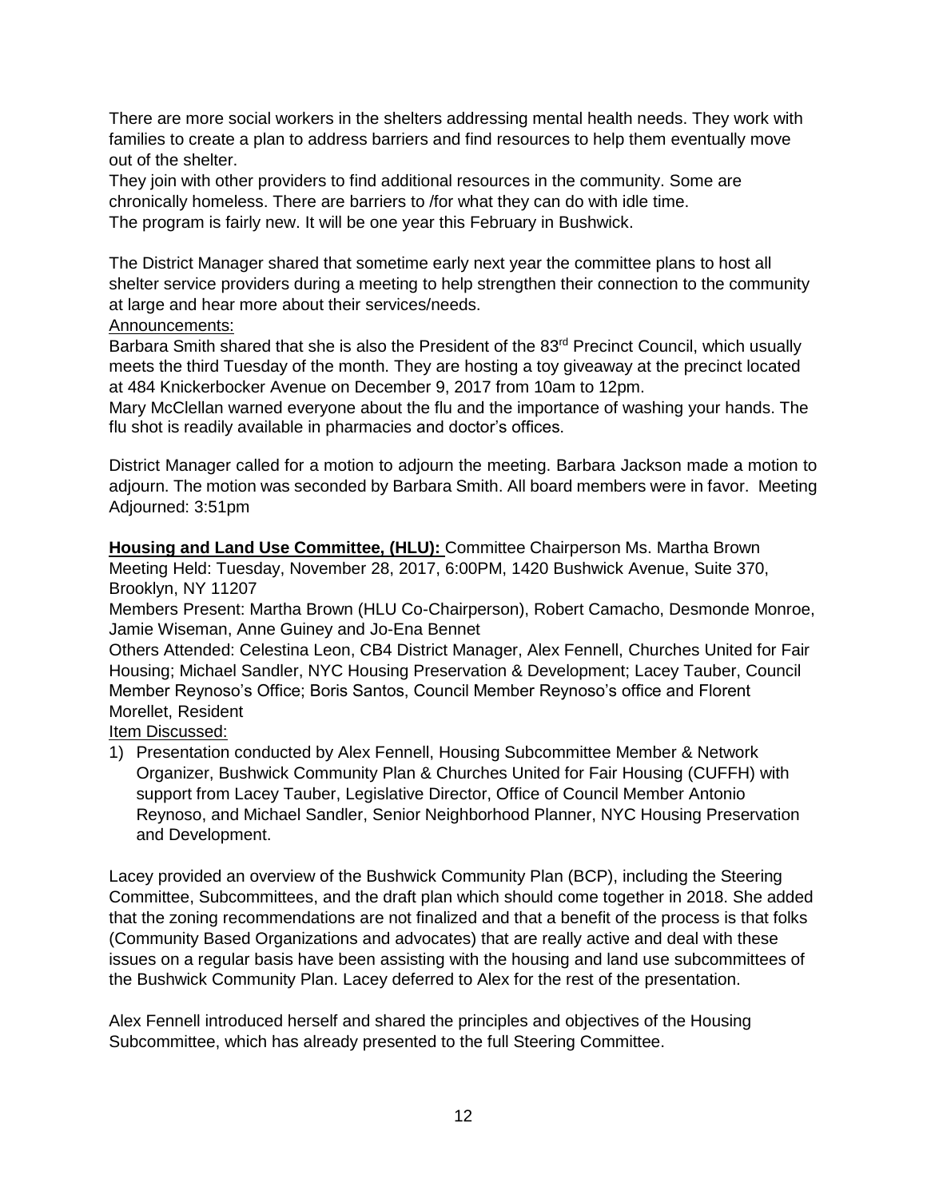There are more social workers in the shelters addressing mental health needs. They work with families to create a plan to address barriers and find resources to help them eventually move out of the shelter.
They join with other providers to find additional resources in the community. Some are chronically homeless. There are barriers to /for what they can do with idle time.
The program is fairly new. It will be one year this February in Bushwick.

The District Manager shared that sometime early next year the committee plans to host all shelter service providers during a meeting to help strengthen their connection to the community at large and hear more about their services/needs.

Announcements:

Barbara Smith shared that she is also the President of the 83rd Precinct Council, which usually meets the third Tuesday of the month. They are hosting a toy giveaway at the precinct located at 484 Knickerbocker Avenue on December 9, 2017 from 10am to 12pm.
Mary McClellan warned everyone about the flu and the importance of washing your hands. The flu shot is readily available in pharmacies and doctor's offices.

District Manager called for a motion to adjourn the meeting. Barbara Jackson made a motion to adjourn. The motion was seconded by Barbara Smith. All board members were in favor. Meeting Adjourned: 3:51pm

**Housing and Land Use Committee, (HLU):** Committee Chairperson Ms. Martha Brown
Meeting Held: Tuesday, November 28, 2017, 6:00PM, 1420 Bushwick Avenue, Suite 370, Brooklyn, NY 11207
Members Present: Martha Brown (HLU Co-Chairperson), Robert Camacho, Desmonde Monroe, Jamie Wiseman, Anne Guiney and Jo-Ena Bennet
Others Attended: Celestina Leon, CB4 District Manager, Alex Fennell, Churches United for Fair Housing; Michael Sandler, NYC Housing Preservation & Development; Lacey Tauber, Council Member Reynoso's Office; Boris Santos, Council Member Reynoso's office and Florent Morellet, Resident

Item Discussed:

1) Presentation conducted by Alex Fennell, Housing Subcommittee Member & Network Organizer, Bushwick Community Plan & Churches United for Fair Housing (CUFFH) with support from Lacey Tauber, Legislative Director, Office of Council Member Antonio Reynoso, and Michael Sandler, Senior Neighborhood Planner, NYC Housing Preservation and Development.

Lacey provided an overview of the Bushwick Community Plan (BCP), including the Steering Committee, Subcommittees, and the draft plan which should come together in 2018. She added that the zoning recommendations are not finalized and that a benefit of the process is that folks (Community Based Organizations and advocates) that are really active and deal with these issues on a regular basis have been assisting with the housing and land use subcommittees of the Bushwick Community Plan. Lacey deferred to Alex for the rest of the presentation.

Alex Fennell introduced herself and shared the principles and objectives of the Housing Subcommittee, which has already presented to the full Steering Committee.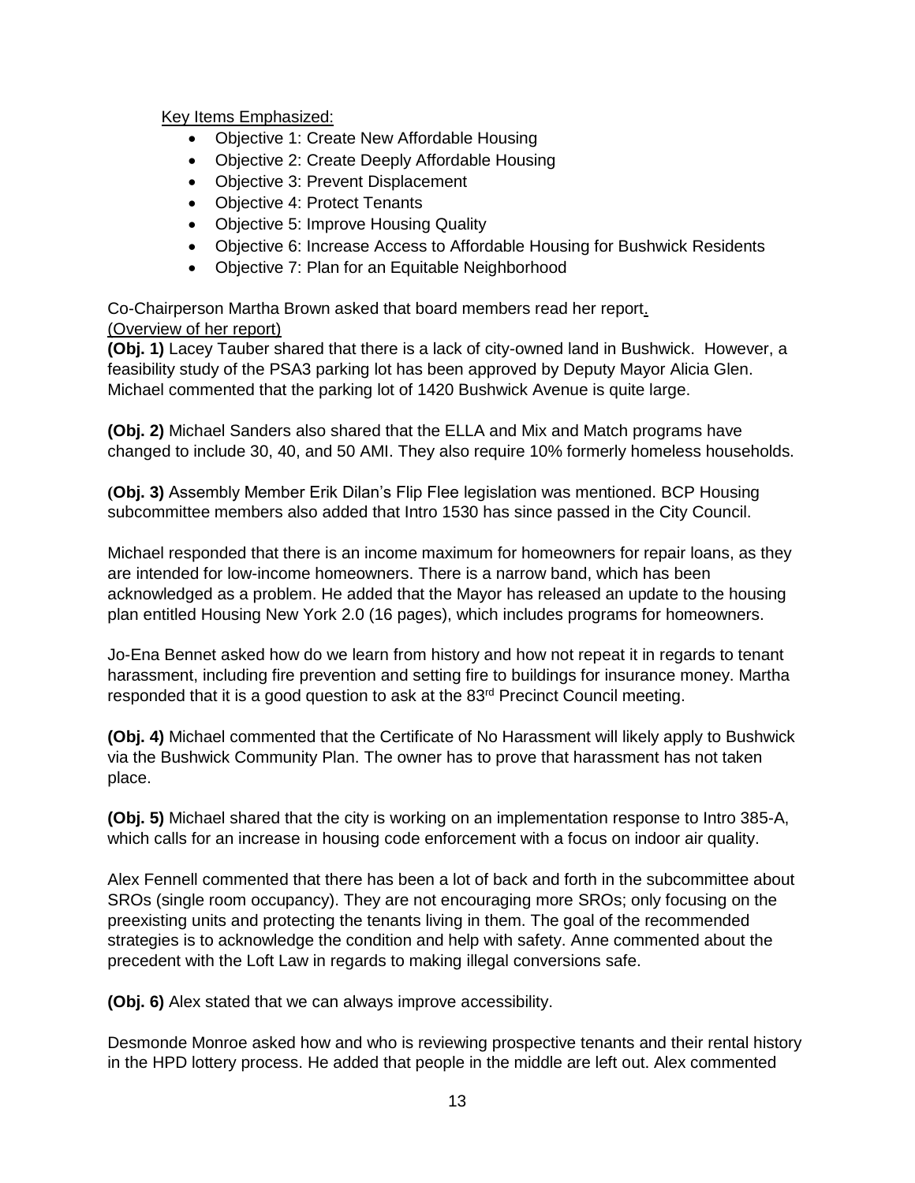Key Items Emphasized:

- Objective 1: Create New Affordable Housing
- Objective 2: Create Deeply Affordable Housing
- Objective 3: Prevent Displacement
- Objective 4: Protect Tenants
- Objective 5: Improve Housing Quality
- Objective 6: Increase Access to Affordable Housing for Bushwick Residents
- Objective 7: Plan for an Equitable Neighborhood

Co-Chairperson Martha Brown asked that board members read her report.
(Overview of her report)

**(Obj. 1)** Lacey Tauber shared that there is a lack of city-owned land in Bushwick. However, a feasibility study of the PSA3 parking lot has been approved by Deputy Mayor Alicia Glen. Michael commented that the parking lot of 1420 Bushwick Avenue is quite large.

**(Obj. 2)** Michael Sanders also shared that the ELLA and Mix and Match programs have changed to include 30, 40, and 50 AMI. They also require 10% formerly homeless households.

**(Obj. 3)** Assembly Member Erik Dilan's Flip Flee legislation was mentioned. BCP Housing subcommittee members also added that Intro 1530 has since passed in the City Council.

Michael responded that there is an income maximum for homeowners for repair loans, as they are intended for low-income homeowners. There is a narrow band, which has been acknowledged as a problem. He added that the Mayor has released an update to the housing plan entitled Housing New York 2.0 (16 pages), which includes programs for homeowners.

Jo-Ena Bennet asked how do we learn from history and how not repeat it in regards to tenant harassment, including fire prevention and setting fire to buildings for insurance money. Martha responded that it is a good question to ask at the 83rd Precinct Council meeting.

**(Obj. 4)** Michael commented that the Certificate of No Harassment will likely apply to Bushwick via the Bushwick Community Plan. The owner has to prove that harassment has not taken place.

**(Obj. 5)** Michael shared that the city is working on an implementation response to Intro 385-A, which calls for an increase in housing code enforcement with a focus on indoor air quality.

Alex Fennell commented that there has been a lot of back and forth in the subcommittee about SROs (single room occupancy). They are not encouraging more SROs; only focusing on the preexisting units and protecting the tenants living in them. The goal of the recommended strategies is to acknowledge the condition and help with safety. Anne commented about the precedent with the Loft Law in regards to making illegal conversions safe.

**(Obj. 6)** Alex stated that we can always improve accessibility.

Desmonde Monroe asked how and who is reviewing prospective tenants and their rental history in the HPD lottery process. He added that people in the middle are left out. Alex commented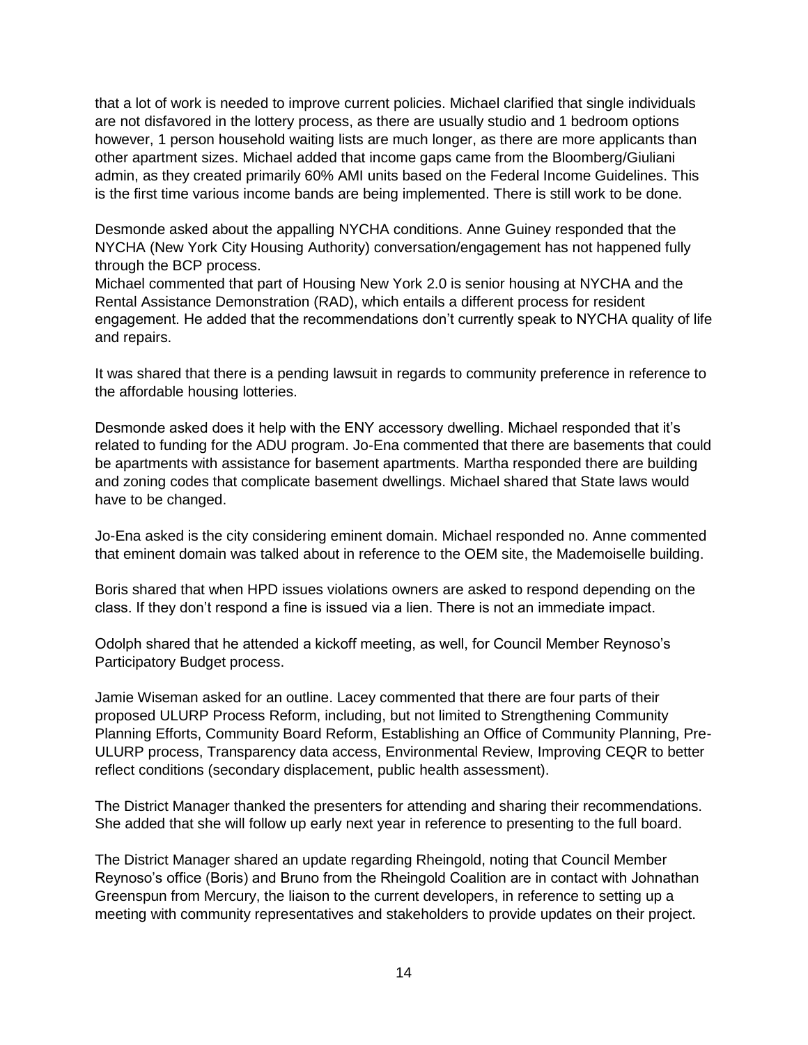that a lot of work is needed to improve current policies. Michael clarified that single individuals are not disfavored in the lottery process, as there are usually studio and 1 bedroom options however, 1 person household waiting lists are much longer, as there are more applicants than other apartment sizes. Michael added that income gaps came from the Bloomberg/Giuliani admin, as they created primarily 60% AMI units based on the Federal Income Guidelines. This is the first time various income bands are being implemented. There is still work to be done.

Desmonde asked about the appalling NYCHA conditions. Anne Guiney responded that the NYCHA (New York City Housing Authority) conversation/engagement has not happened fully through the BCP process.
Michael commented that part of Housing New York 2.0 is senior housing at NYCHA and the Rental Assistance Demonstration (RAD), which entails a different process for resident engagement. He added that the recommendations don't currently speak to NYCHA quality of life and repairs.

It was shared that there is a pending lawsuit in regards to community preference in reference to the affordable housing lotteries.

Desmonde asked does it help with the ENY accessory dwelling. Michael responded that it's related to funding for the ADU program. Jo-Ena commented that there are basements that could be apartments with assistance for basement apartments. Martha responded there are building and zoning codes that complicate basement dwellings. Michael shared that State laws would have to be changed.

Jo-Ena asked is the city considering eminent domain. Michael responded no. Anne commented that eminent domain was talked about in reference to the OEM site, the Mademoiselle building.

Boris shared that when HPD issues violations owners are asked to respond depending on the class. If they don't respond a fine is issued via a lien. There is not an immediate impact.

Odolph shared that he attended a kickoff meeting, as well, for Council Member Reynoso's Participatory Budget process.

Jamie Wiseman asked for an outline. Lacey commented that there are four parts of their proposed ULURP Process Reform, including, but not limited to Strengthening Community Planning Efforts, Community Board Reform, Establishing an Office of Community Planning, Pre-ULURP process, Transparency data access, Environmental Review, Improving CEQR to better reflect conditions (secondary displacement, public health assessment).

The District Manager thanked the presenters for attending and sharing their recommendations. She added that she will follow up early next year in reference to presenting to the full board.

The District Manager shared an update regarding Rheingold, noting that Council Member Reynoso's office (Boris) and Bruno from the Rheingold Coalition are in contact with Johnathan Greenspun from Mercury, the liaison to the current developers, in reference to setting up a meeting with community representatives and stakeholders to provide updates on their project.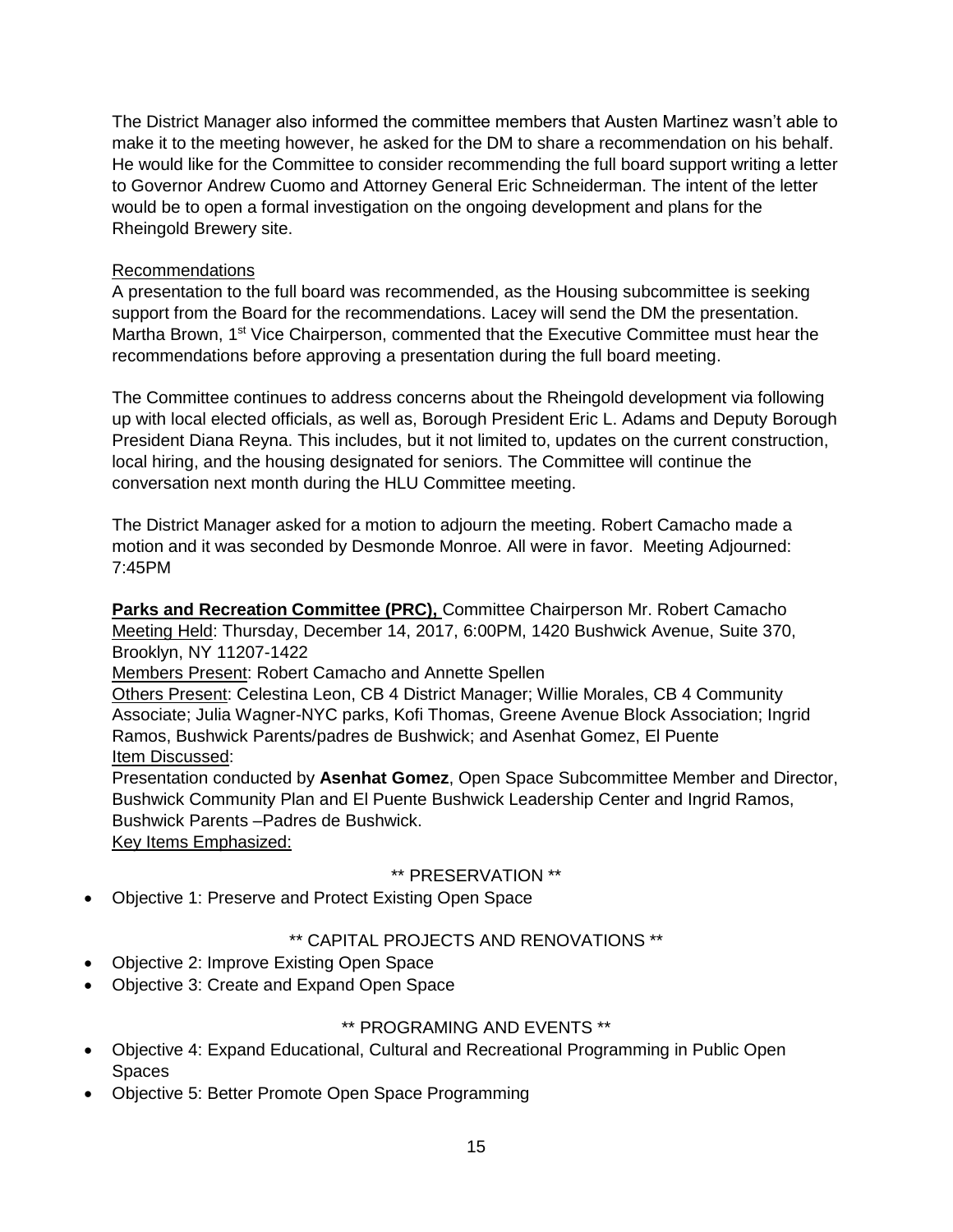The District Manager also informed the committee members that Austen Martinez wasn't able to make it to the meeting however, he asked for the DM to share a recommendation on his behalf. He would like for the Committee to consider recommending the full board support writing a letter to Governor Andrew Cuomo and Attorney General Eric Schneiderman. The intent of the letter would be to open a formal investigation on the ongoing development and plans for the Rheingold Brewery site.

Recommendations

A presentation to the full board was recommended, as the Housing subcommittee is seeking support from the Board for the recommendations. Lacey will send the DM the presentation. Martha Brown, 1st Vice Chairperson, commented that the Executive Committee must hear the recommendations before approving a presentation during the full board meeting.

The Committee continues to address concerns about the Rheingold development via following up with local elected officials, as well as, Borough President Eric L. Adams and Deputy Borough President Diana Reyna. This includes, but it not limited to, updates on the current construction, local hiring, and the housing designated for seniors. The Committee will continue the conversation next month during the HLU Committee meeting.

The District Manager asked for a motion to adjourn the meeting. Robert Camacho made a motion and it was seconded by Desmonde Monroe. All were in favor. Meeting Adjourned: 7:45PM

**Parks and Recreation Committee (PRC),** Committee Chairperson Mr. Robert Camacho
Meeting Held: Thursday, December 14, 2017, 6:00PM, 1420 Bushwick Avenue, Suite 370, Brooklyn, NY 11207-1422
Members Present: Robert Camacho and Annette Spellen
Others Present: Celestina Leon, CB 4 District Manager; Willie Morales, CB 4 Community Associate; Julia Wagner-NYC parks, Kofi Thomas, Greene Avenue Block Association; Ingrid Ramos, Bushwick Parents/padres de Bushwick; and Asenhat Gomez, El Puente
Item Discussed:
Presentation conducted by **Asenhat Gomez**, Open Space Subcommittee Member and Director, Bushwick Community Plan and El Puente Bushwick Leadership Center and Ingrid Ramos, Bushwick Parents –Padres de Bushwick.
Key Items Emphasized:

** PRESERVATION **

- Objective 1: Preserve and Protect Existing Open Space

** CAPITAL PROJECTS AND RENOVATIONS **

- Objective 2: Improve Existing Open Space
- Objective 3: Create and Expand Open Space

** PROGRAMING AND EVENTS **

- Objective 4: Expand Educational, Cultural and Recreational Programming in Public Open Spaces
- Objective 5: Better Promote Open Space Programming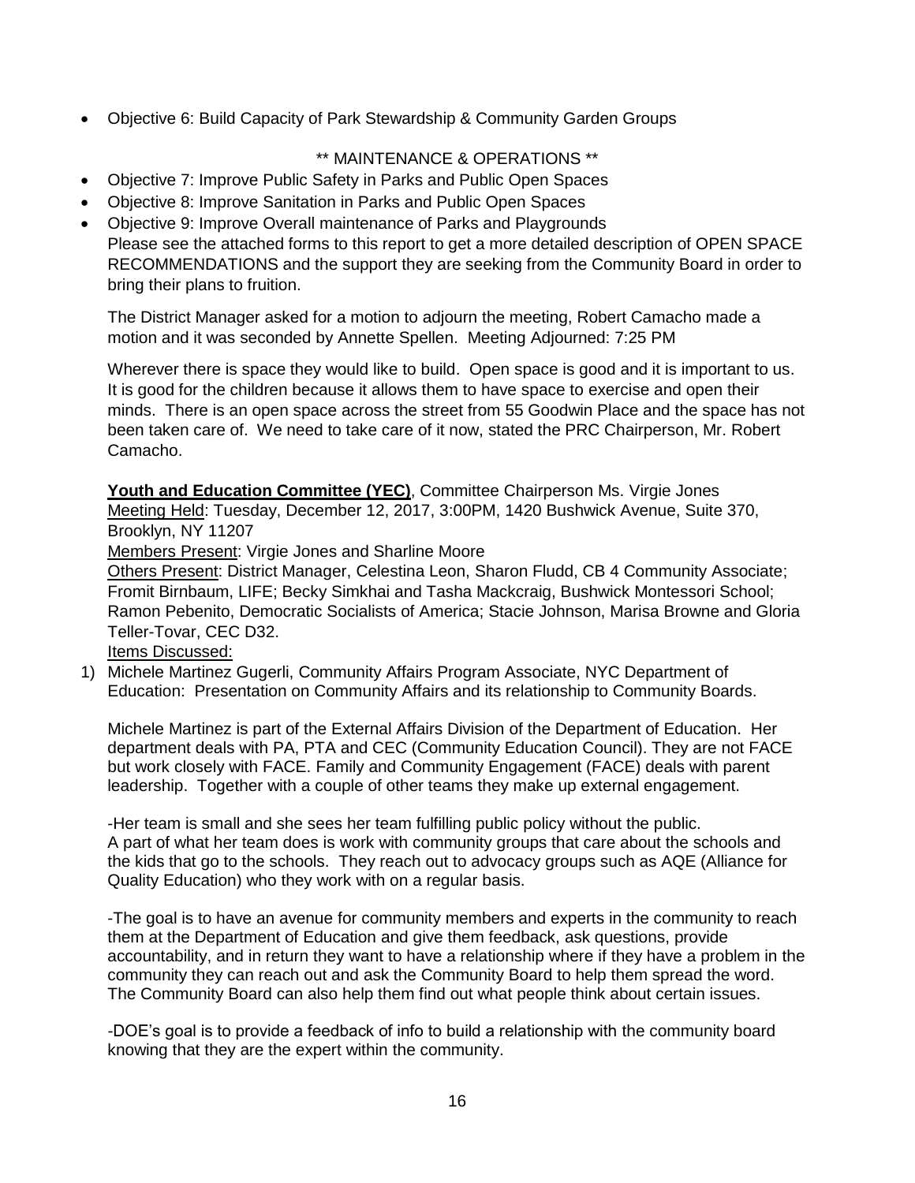- Objective 6: Build Capacity of Park Stewardship & Community Garden Groups

\*\* MAINTENANCE & OPERATIONS \*\*

- Objective 7: Improve Public Safety in Parks and Public Open Spaces
- Objective 8: Improve Sanitation in Parks and Public Open Spaces
- Objective 9: Improve Overall maintenance of Parks and Playgrounds
  Please see the attached forms to this report to get a more detailed description of OPEN SPACE RECOMMENDATIONS and the support they are seeking from the Community Board in order to bring their plans to fruition.

  The District Manager asked for a motion to adjourn the meeting, Robert Camacho made a motion and it was seconded by Annette Spellen. Meeting Adjourned: 7:25 PM

  Wherever there is space they would like to build. Open space is good and it is important to us. It is good for the children because it allows them to have space to exercise and open their minds. There is an open space across the street from 55 Goodwin Place and the space has not been taken care of. We need to take care of it now, stated the PRC Chairperson, Mr. Robert Camacho.

  **<u>Youth and Education Committee (YEC)</u>**, Committee Chairperson Ms. Virgie Jones
  <u>Meeting Held</u>: Tuesday, December 12, 2017, 3:00PM, 1420 Bushwick Avenue, Suite 370, Brooklyn, NY 11207
  <u>Members Present</u>: Virgie Jones and Sharline Moore
  <u>Others Present</u>: District Manager, Celestina Leon, Sharon Fludd, CB 4 Community Associate; Fromit Birnbaum, LIFE; Becky Simkhai and Tasha Mackcraig, Bushwick Montessori School; Ramon Pebenito, Democratic Socialists of America; Stacie Johnson, Marisa Browne and Gloria Teller-Tovar, CEC D32.
  <u>Items Discussed:</u>

1) Michele Martinez Gugerli, Community Affairs Program Associate, NYC Department of Education: Presentation on Community Affairs and its relationship to Community Boards.

   Michele Martinez is part of the External Affairs Division of the Department of Education. Her department deals with PA, PTA and CEC (Community Education Council). They are not FACE but work closely with FACE. Family and Community Engagement (FACE) deals with parent leadership. Together with a couple of other teams they make up external engagement.

   -Her team is small and she sees her team fulfilling public policy without the public.
   A part of what her team does is work with community groups that care about the schools and the kids that go to the schools. They reach out to advocacy groups such as AQE (Alliance for Quality Education) who they work with on a regular basis.

   -The goal is to have an avenue for community members and experts in the community to reach them at the Department of Education and give them feedback, ask questions, provide accountability, and in return they want to have a relationship where if they have a problem in the community they can reach out and ask the Community Board to help them spread the word. The Community Board can also help them find out what people think about certain issues.

   -DOE's goal is to provide a feedback of info to build a relationship with the community board knowing that they are the expert within the community.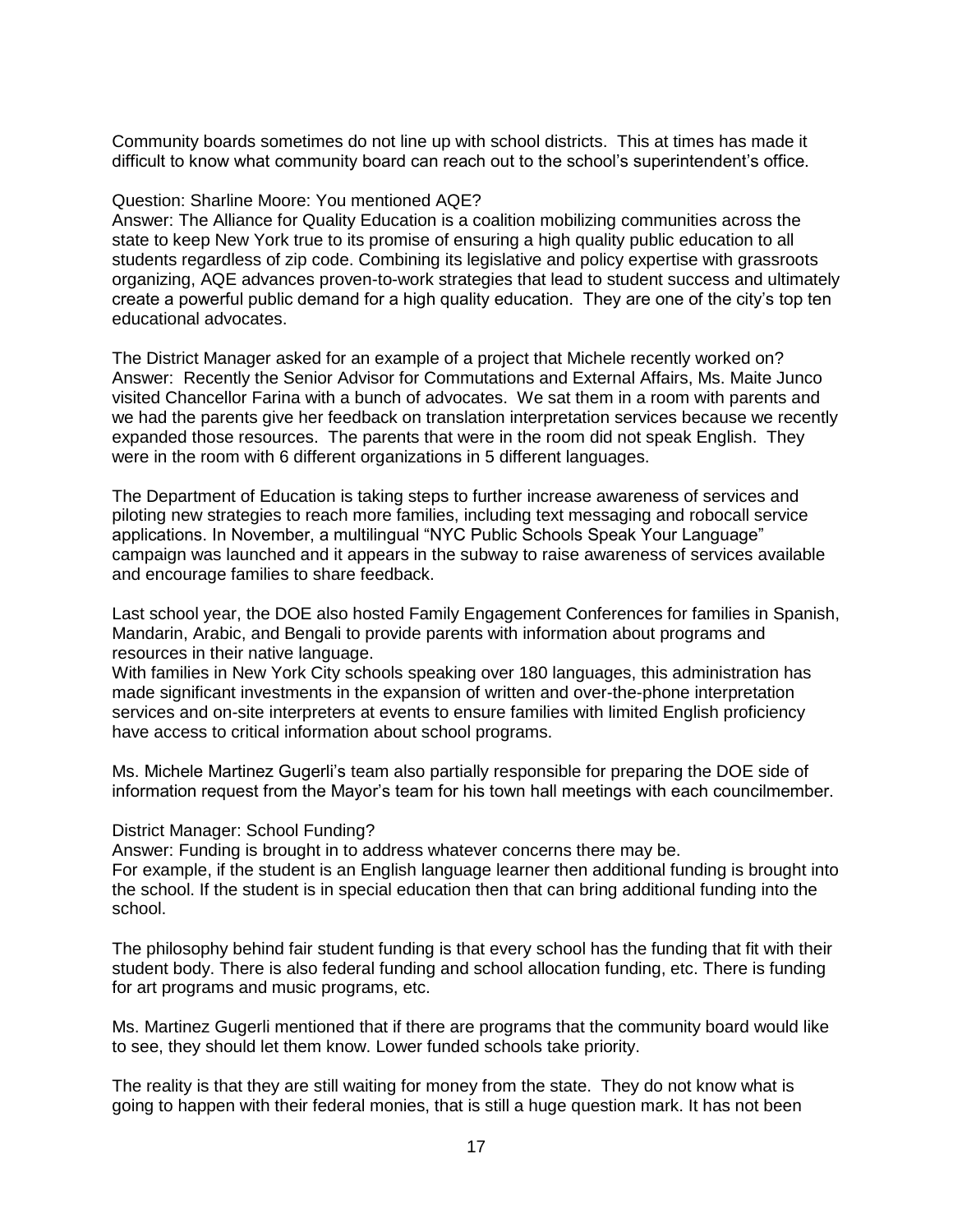Community boards sometimes do not line up with school districts. This at times has made it difficult to know what community board can reach out to the school's superintendent's office.

Question: Sharline Moore: You mentioned AQE?
Answer: The Alliance for Quality Education is a coalition mobilizing communities across the state to keep New York true to its promise of ensuring a high quality public education to all students regardless of zip code. Combining its legislative and policy expertise with grassroots organizing, AQE advances proven-to-work strategies that lead to student success and ultimately create a powerful public demand for a high quality education. They are one of the city's top ten educational advocates.

The District Manager asked for an example of a project that Michele recently worked on?
Answer: Recently the Senior Advisor for Commutations and External Affairs, Ms. Maite Junco visited Chancellor Farina with a bunch of advocates. We sat them in a room with parents and we had the parents give her feedback on translation interpretation services because we recently expanded those resources. The parents that were in the room did not speak English. They were in the room with 6 different organizations in 5 different languages.

The Department of Education is taking steps to further increase awareness of services and piloting new strategies to reach more families, including text messaging and robocall service applications. In November, a multilingual "NYC Public Schools Speak Your Language" campaign was launched and it appears in the subway to raise awareness of services available and encourage families to share feedback.

Last school year, the DOE also hosted Family Engagement Conferences for families in Spanish, Mandarin, Arabic, and Bengali to provide parents with information about programs and resources in their native language.
With families in New York City schools speaking over 180 languages, this administration has made significant investments in the expansion of written and over-the-phone interpretation services and on-site interpreters at events to ensure families with limited English proficiency have access to critical information about school programs.

Ms. Michele Martinez Gugerli's team also partially responsible for preparing the DOE side of information request from the Mayor's team for his town hall meetings with each councilmember.

District Manager: School Funding?
Answer: Funding is brought in to address whatever concerns there may be.
For example, if the student is an English language learner then additional funding is brought into the school. If the student is in special education then that can bring additional funding into the school.

The philosophy behind fair student funding is that every school has the funding that fit with their student body. There is also federal funding and school allocation funding, etc. There is funding for art programs and music programs, etc.

Ms. Martinez Gugerli mentioned that if there are programs that the community board would like to see, they should let them know. Lower funded schools take priority.

The reality is that they are still waiting for money from the state. They do not know what is going to happen with their federal monies, that is still a huge question mark. It has not been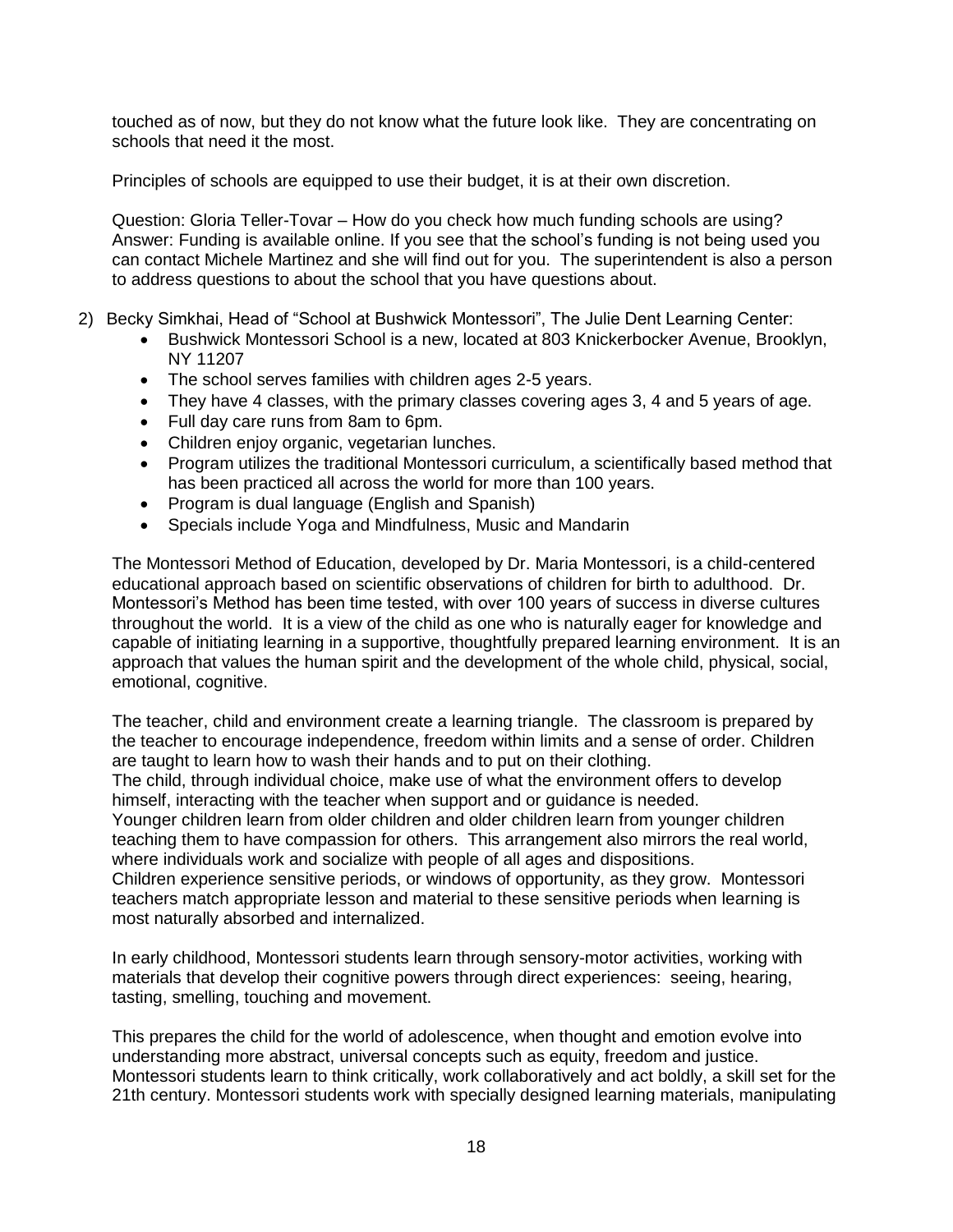touched as of now, but they do not know what the future look like. They are concentrating on schools that need it the most.

Principles of schools are equipped to use their budget, it is at their own discretion.

Question: Gloria Teller-Tovar – How do you check how much funding schools are using?
Answer: Funding is available online. If you see that the school's funding is not being used you can contact Michele Martinez and she will find out for you. The superintendent is also a person to address questions to about the school that you have questions about.

2) Becky Simkhai, Head of "School at Bushwick Montessori", The Julie Dent Learning Center:
   - Bushwick Montessori School is a new, located at 803 Knickerbocker Avenue, Brooklyn, NY 11207
   - The school serves families with children ages 2-5 years.
   - They have 4 classes, with the primary classes covering ages 3, 4 and 5 years of age.
   - Full day care runs from 8am to 6pm.
   - Children enjoy organic, vegetarian lunches.
   - Program utilizes the traditional Montessori curriculum, a scientifically based method that has been practiced all across the world for more than 100 years.
   - Program is dual language (English and Spanish)
   - Specials include Yoga and Mindfulness, Music and Mandarin

   The Montessori Method of Education, developed by Dr. Maria Montessori, is a child-centered educational approach based on scientific observations of children for birth to adulthood. Dr. Montessori's Method has been time tested, with over 100 years of success in diverse cultures throughout the world. It is a view of the child as one who is naturally eager for knowledge and capable of initiating learning in a supportive, thoughtfully prepared learning environment. It is an approach that values the human spirit and the development of the whole child, physical, social, emotional, cognitive.

   The teacher, child and environment create a learning triangle. The classroom is prepared by the teacher to encourage independence, freedom within limits and a sense of order. Children are taught to learn how to wash their hands and to put on their clothing.
   The child, through individual choice, make use of what the environment offers to develop himself, interacting with the teacher when support and or guidance is needed.
   Younger children learn from older children and older children learn from younger children teaching them to have compassion for others. This arrangement also mirrors the real world, where individuals work and socialize with people of all ages and dispositions.
   Children experience sensitive periods, or windows of opportunity, as they grow. Montessori teachers match appropriate lesson and material to these sensitive periods when learning is most naturally absorbed and internalized.

   In early childhood, Montessori students learn through sensory-motor activities, working with materials that develop their cognitive powers through direct experiences: seeing, hearing, tasting, smelling, touching and movement.

   This prepares the child for the world of adolescence, when thought and emotion evolve into understanding more abstract, universal concepts such as equity, freedom and justice. Montessori students learn to think critically, work collaboratively and act boldly, a skill set for the 21th century. Montessori students work with specially designed learning materials, manipulating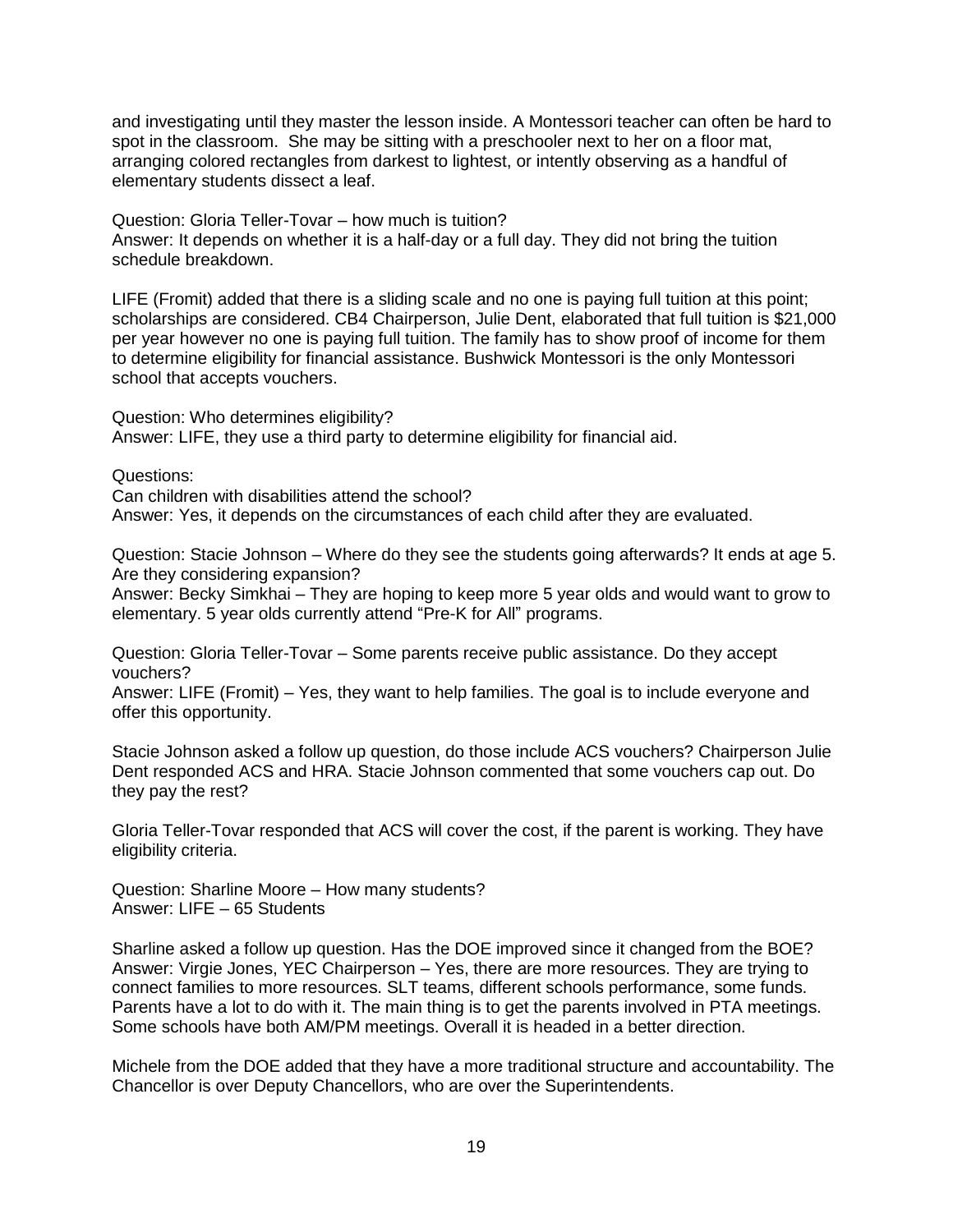and investigating until they master the lesson inside. A Montessori teacher can often be hard to spot in the classroom. She may be sitting with a preschooler next to her on a floor mat, arranging colored rectangles from darkest to lightest, or intently observing as a handful of elementary students dissect a leaf.

Question: Gloria Teller-Tovar – how much is tuition?
Answer: It depends on whether it is a half-day or a full day. They did not bring the tuition schedule breakdown.

LIFE (Fromit) added that there is a sliding scale and no one is paying full tuition at this point; scholarships are considered. CB4 Chairperson, Julie Dent, elaborated that full tuition is $21,000 per year however no one is paying full tuition. The family has to show proof of income for them to determine eligibility for financial assistance. Bushwick Montessori is the only Montessori school that accepts vouchers.

Question: Who determines eligibility?
Answer: LIFE, they use a third party to determine eligibility for financial aid.

Questions:
Can children with disabilities attend the school?
Answer: Yes, it depends on the circumstances of each child after they are evaluated.

Question: Stacie Johnson – Where do they see the students going afterwards? It ends at age 5. Are they considering expansion?
Answer: Becky Simkhai – They are hoping to keep more 5 year olds and would want to grow to elementary. 5 year olds currently attend "Pre-K for All" programs.

Question: Gloria Teller-Tovar – Some parents receive public assistance. Do they accept vouchers?
Answer: LIFE (Fromit) – Yes, they want to help families. The goal is to include everyone and offer this opportunity.

Stacie Johnson asked a follow up question, do those include ACS vouchers? Chairperson Julie Dent responded ACS and HRA. Stacie Johnson commented that some vouchers cap out. Do they pay the rest?

Gloria Teller-Tovar responded that ACS will cover the cost, if the parent is working. They have eligibility criteria.

Question: Sharline Moore – How many students?
Answer: LIFE – 65 Students

Sharline asked a follow up question. Has the DOE improved since it changed from the BOE?
Answer: Virgie Jones, YEC Chairperson – Yes, there are more resources. They are trying to connect families to more resources. SLT teams, different schools performance, some funds. Parents have a lot to do with it. The main thing is to get the parents involved in PTA meetings. Some schools have both AM/PM meetings. Overall it is headed in a better direction.

Michele from the DOE added that they have a more traditional structure and accountability. The Chancellor is over Deputy Chancellors, who are over the Superintendents.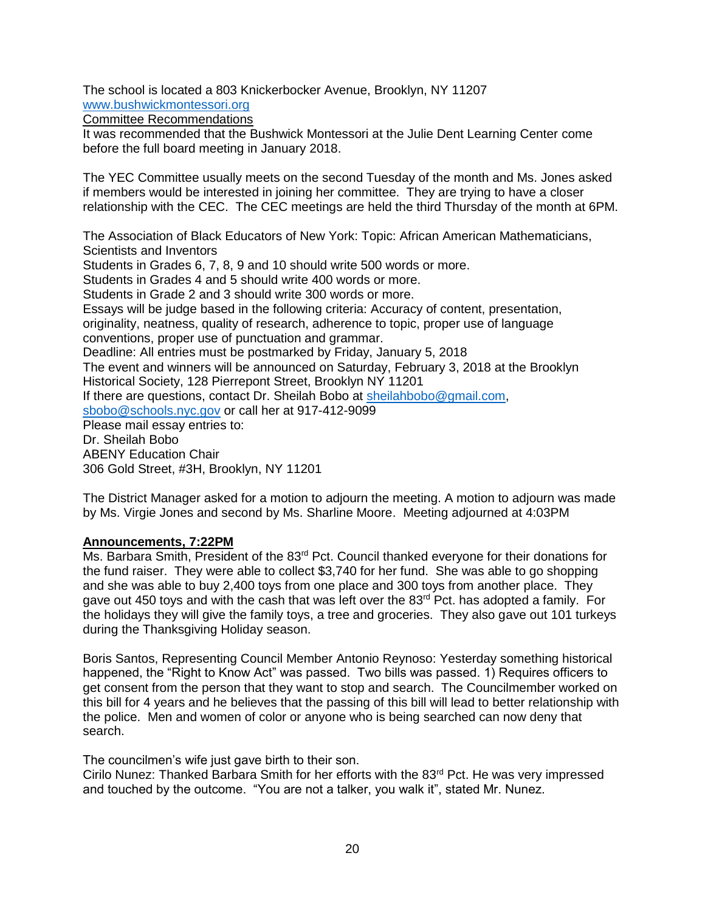The school is located a 803 Knickerbocker Avenue, Brooklyn, NY 11207
www.bushwickmontessori.org

Committee Recommendations

It was recommended that the Bushwick Montessori at the Julie Dent Learning Center come before the full board meeting in January 2018.

The YEC Committee usually meets on the second Tuesday of the month and Ms. Jones asked if members would be interested in joining her committee. They are trying to have a closer relationship with the CEC. The CEC meetings are held the third Thursday of the month at 6PM.

The Association of Black Educators of New York: Topic: African American Mathematicians, Scientists and Inventors
Students in Grades 6, 7, 8, 9 and 10 should write 500 words or more.
Students in Grades 4 and 5 should write 400 words or more.
Students in Grade 2 and 3 should write 300 words or more.
Essays will be judge based in the following criteria: Accuracy of content, presentation, originality, neatness, quality of research, adherence to topic, proper use of language conventions, proper use of punctuation and grammar.
Deadline: All entries must be postmarked by Friday, January 5, 2018
The event and winners will be announced on Saturday, February 3, 2018 at the Brooklyn Historical Society, 128 Pierrepont Street, Brooklyn NY 11201
If there are questions, contact Dr. Sheilah Bobo at sheilahbobo@gmail.com, sbobo@schools.nyc.gov or call her at 917-412-9099
Please mail essay entries to:
Dr. Sheilah Bobo
ABENY Education Chair
306 Gold Street, #3H, Brooklyn, NY 11201

The District Manager asked for a motion to adjourn the meeting. A motion to adjourn was made by Ms. Virgie Jones and second by Ms. Sharline Moore. Meeting adjourned at 4:03PM

**Announcements, 7:22PM**

Ms. Barbara Smith, President of the 83rd Pct. Council thanked everyone for their donations for the fund raiser. They were able to collect $3,740 for her fund. She was able to go shopping and she was able to buy 2,400 toys from one place and 300 toys from another place. They gave out 450 toys and with the cash that was left over the 83rd Pct. has adopted a family. For the holidays they will give the family toys, a tree and groceries. They also gave out 101 turkeys during the Thanksgiving Holiday season.

Boris Santos, Representing Council Member Antonio Reynoso: Yesterday something historical happened, the "Right to Know Act" was passed. Two bills was passed. 1) Requires officers to get consent from the person that they want to stop and search. The Councilmember worked on this bill for 4 years and he believes that the passing of this bill will lead to better relationship with the police. Men and women of color or anyone who is being searched can now deny that search.

The councilmen's wife just gave birth to their son.
Cirilo Nunez: Thanked Barbara Smith for her efforts with the 83rd Pct. He was very impressed and touched by the outcome. "You are not a talker, you walk it", stated Mr. Nunez.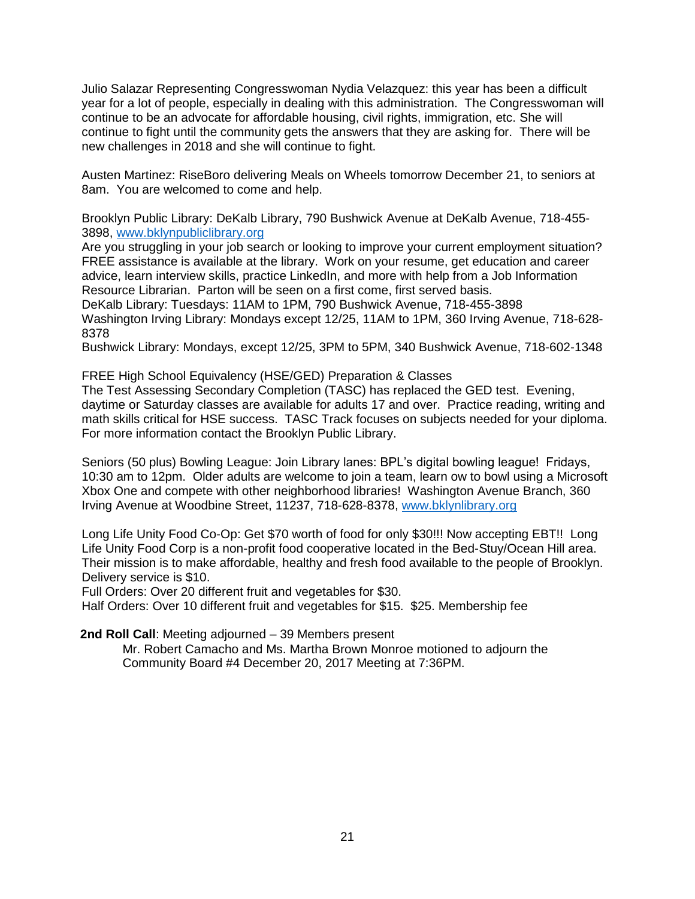Julio Salazar Representing Congresswoman Nydia Velazquez: this year has been a difficult year for a lot of people, especially in dealing with this administration. The Congresswoman will continue to be an advocate for affordable housing, civil rights, immigration, etc. She will continue to fight until the community gets the answers that they are asking for. There will be new challenges in 2018 and she will continue to fight.

Austen Martinez: RiseBoro delivering Meals on Wheels tomorrow December 21, to seniors at 8am. You are welcomed to come and help.

Brooklyn Public Library: DeKalb Library, 790 Bushwick Avenue at DeKalb Avenue, 718-455-3898, www.bklynpubliclibrary.org
Are you struggling in your job search or looking to improve your current employment situation? FREE assistance is available at the library. Work on your resume, get education and career advice, learn interview skills, practice LinkedIn, and more with help from a Job Information Resource Librarian. Parton will be seen on a first come, first served basis.
DeKalb Library: Tuesdays: 11AM to 1PM, 790 Bushwick Avenue, 718-455-3898
Washington Irving Library: Mondays except 12/25, 11AM to 1PM, 360 Irving Avenue, 718-628-8378
Bushwick Library: Mondays, except 12/25, 3PM to 5PM, 340 Bushwick Avenue, 718-602-1348

FREE High School Equivalency (HSE/GED) Preparation & Classes
The Test Assessing Secondary Completion (TASC) has replaced the GED test. Evening, daytime or Saturday classes are available for adults 17 and over. Practice reading, writing and math skills critical for HSE success. TASC Track focuses on subjects needed for your diploma. For more information contact the Brooklyn Public Library.

Seniors (50 plus) Bowling League: Join Library lanes: BPL's digital bowling league! Fridays, 10:30 am to 12pm. Older adults are welcome to join a team, learn ow to bowl using a Microsoft Xbox One and compete with other neighborhood libraries! Washington Avenue Branch, 360 Irving Avenue at Woodbine Street, 11237, 718-628-8378, www.bklynlibrary.org

Long Life Unity Food Co-Op: Get $70 worth of food for only $30!!! Now accepting EBT!! Long Life Unity Food Corp is a non-profit food cooperative located in the Bed-Stuy/Ocean Hill area. Their mission is to make affordable, healthy and fresh food available to the people of Brooklyn. Delivery service is $10.
Full Orders: Over 20 different fruit and vegetables for $30.
Half Orders: Over 10 different fruit and vegetables for $15. $25. Membership fee

**2nd Roll Call**: Meeting adjourned – 39 Members present

Mr. Robert Camacho and Ms. Martha Brown Monroe motioned to adjourn the Community Board #4 December 20, 2017 Meeting at 7:36PM.